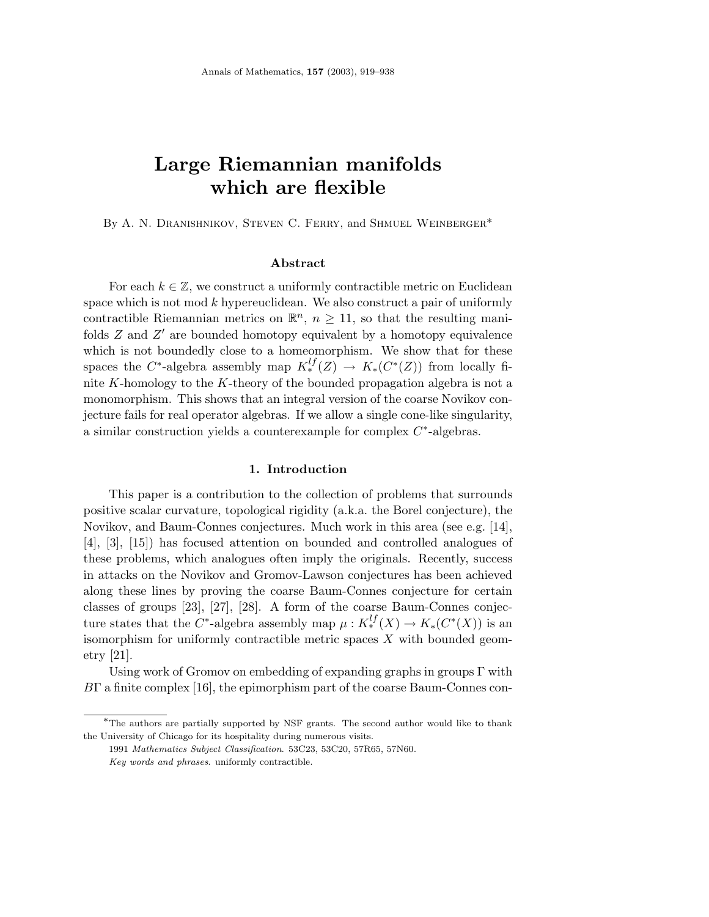# Large Riemannian manifolds which are flexible

By A. N. Dranishnikov, Steven C. Ferry, and Shmuel Weinberger*

## Abstract

For each $k \in \mathbb{Z}$, we construct a uniformly contractible metric on Euclidean space which is not mod $k$ hypereuclidean. We also construct a pair of uniformly contractible Riemannian metrics on $\mathbb{R}^n$, $n \geq 11$, so that the resulting manifolds $Z$ and $Z'$ are bounded homotopy equivalent by a homotopy equivalence which is not boundedly close to a homeomorphism. We show that for these spaces the $C^*$-algebra assembly map $K_*^{lf}(Z) \to K_*(C^*(Z))$ from locally finite $K$-homology to the $K$-theory of the bounded propagation algebra is not a monomorphism. This shows that an integral version of the coarse Novikov conjecture fails for real operator algebras. If we allow a single cone-like singularity, a similar construction yields a counterexample for complex $C^*$-algebras.

## 1. Introduction

This paper is a contribution to the collection of problems that surrounds positive scalar curvature, topological rigidity (a.k.a. the Borel conjecture), the Novikov, and Baum-Connes conjectures. Much work in this area (see e.g. [14], [4], [3], [15]) has focused attention on bounded and controlled analogues of these problems, which analogues often imply the originals. Recently, success in attacks on the Novikov and Gromov-Lawson conjectures has been achieved along these lines by proving the coarse Baum-Connes conjecture for certain classes of groups [23], [27], [28]. A form of the coarse Baum-Connes conjecture states that the $C^*$-algebra assembly map $\mu : K_*^{lf}(X) \to K_*(C^*(X))$ is an isomorphism for uniformly contractible metric spaces $X$ with bounded geometry [21].

Using work of Gromov on embedding of expanding graphs in groups $\Gamma$ with $B\Gamma$ a finite complex [16], the epimorphism part of the coarse Baum-Connes con-

---

*The authors are partially supported by NSF grants. The second author would like to thank the University of Chicago for its hospitality during numerous visits.

1991 *Mathematics Subject Classification*. 53C23, 53C20, 57R65, 57N60.

*Key words and phrases*. uniformly contractible.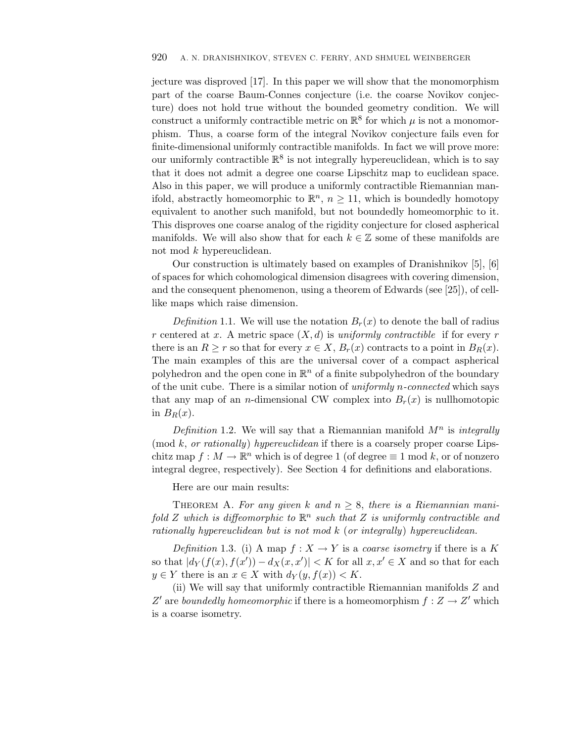jecture was disproved [17]. In this paper we will show that the monomorphism part of the coarse Baum-Connes conjecture (i.e. the coarse Novikov conjecture) does not hold true without the bounded geometry condition. We will construct a uniformly contractible metric on $\mathbb{R}^8$ for which $\mu$ is not a monomorphism. Thus, a coarse form of the integral Novikov conjecture fails even for finite-dimensional uniformly contractible manifolds. In fact we will prove more: our uniformly contractible $\mathbb{R}^8$ is not integrally hypereuclidean, which is to say that it does not admit a degree one coarse Lipschitz map to euclidean space. Also in this paper, we will produce a uniformly contractible Riemannian manifold, abstractly homeomorphic to $\mathbb{R}^n$, $n \geq 11$, which is boundedly homotopy equivalent to another such manifold, but not boundedly homeomorphic to it. This disproves one coarse analog of the rigidity conjecture for closed aspherical manifolds. We will also show that for each $k \in \mathbb{Z}$ some of these manifolds are not mod $k$ hypereuclidean.

Our construction is ultimately based on examples of Dranishnikov [5], [6] of spaces for which cohomological dimension disagrees with covering dimension, and the consequent phenomenon, using a theorem of Edwards (see [25]), of cell-like maps which raise dimension.

*Definition* 1.1. We will use the notation $B_r(x)$ to denote the ball of radius $r$ centered at $x$. A metric space $(X, d)$ is *uniformly contractible* if for every $r$ there is an $R \geq r$ so that for every $x \in X$, $B_r(x)$ contracts to a point in $B_R(x)$. The main examples of this are the universal cover of a compact aspherical polyhedron and the open cone in $\mathbb{R}^n$ of a finite subpolyhedron of the boundary of the unit cube. There is a similar notion of *uniformly $n$-connected* which says that any map of an $n$-dimensional CW complex into $B_r(x)$ is nullhomotopic in $B_R(x)$.

*Definition* 1.2. We will say that a Riemannian manifold $M^n$ is *integrally* (mod $k$, *or rationally*) *hypereuclidean* if there is a coarsely proper coarse Lipschitz map $f : M \to \mathbb{R}^n$ which is of degree 1 (of degree $\equiv 1$ mod $k$, or of nonzero integral degree, respectively). See Section 4 for definitions and elaborations.

Here are our main results:

Theorem A. *For any given $k$ and $n \geq 8$, there is a Riemannian manifold $Z$ which is diffeomorphic to $\mathbb{R}^n$ such that $Z$ is uniformly contractible and rationally hypereuclidean but is not mod $k$* (*or integrally*) *hypereuclidean.*

*Definition* 1.3. (i) A map $f : X \to Y$ is a *coarse isometry* if there is a $K$ so that $|d_Y(f(x), f(x')) - d_X(x, x')| < K$ for all $x, x' \in X$ and so that for each $y \in Y$ there is an $x \in X$ with $d_Y(y, f(x)) < K$.

(ii) We will say that uniformly contractible Riemannian manifolds $Z$ and $Z'$ are *boundedly homeomorphic* if there is a homeomorphism $f : Z \to Z'$ which is a coarse isometry.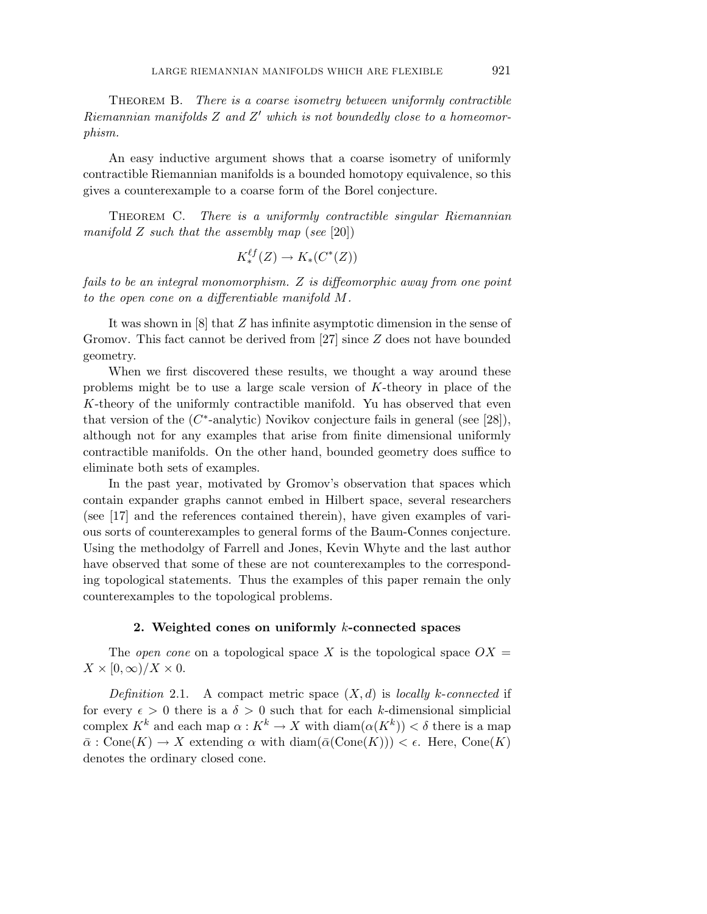Theorem B. *There is a coarse isometry between uniformly contractible Riemannian manifolds $Z$ and $Z'$ which is not boundedly close to a homeomorphism.*

An easy inductive argument shows that a coarse isometry of uniformly contractible Riemannian manifolds is a bounded homotopy equivalence, so this gives a counterexample to a coarse form of the Borel conjecture.

Theorem C. *There is a uniformly contractible singular Riemannian manifold $Z$ such that the assembly map* (*see* [20])

$$K_*^{\ell f}(Z) \to K_*(C^*(Z))$$

*fails to be an integral monomorphism. $Z$ is diffeomorphic away from one point to the open cone on a differentiable manifold $M$.*

It was shown in [8] that $Z$ has infinite asymptotic dimension in the sense of Gromov. This fact cannot be derived from [27] since $Z$ does not have bounded geometry.

When we first discovered these results, we thought a way around these problems might be to use a large scale version of $K$-theory in place of the $K$-theory of the uniformly contractible manifold. Yu has observed that even that version of the ($C^*$-analytic) Novikov conjecture fails in general (see [28]), although not for any examples that arise from finite dimensional uniformly contractible manifolds. On the other hand, bounded geometry does suffice to eliminate both sets of examples.

In the past year, motivated by Gromov's observation that spaces which contain expander graphs cannot embed in Hilbert space, several researchers (see [17] and the references contained therein), have given examples of various sorts of counterexamples to general forms of the Baum-Connes conjecture. Using the methodolgy of Farrell and Jones, Kevin Whyte and the last author have observed that some of these are not counterexamples to the corresponding topological statements. Thus the examples of this paper remain the only counterexamples to the topological problems.

## 2. Weighted cones on uniformly $k$-connected spaces

The *open cone* on a topological space $X$ is the topological space $OX = X \times [0, \infty)/X \times 0$.

*Definition* 2.1. A compact metric space $(X, d)$ is *locally $k$-connected* if for every $\epsilon > 0$ there is a $\delta > 0$ such that for each $k$-dimensional simplicial complex $K^k$ and each map $\alpha : K^k \to X$ with $\operatorname{diam}(\alpha(K^k)) < \delta$ there is a map $\bar{\alpha} : \operatorname{Cone}(K) \to X$ extending $\alpha$ with $\operatorname{diam}(\bar{\alpha}(\operatorname{Cone}(K))) < \epsilon$. Here, $\operatorname{Cone}(K)$ denotes the ordinary closed cone.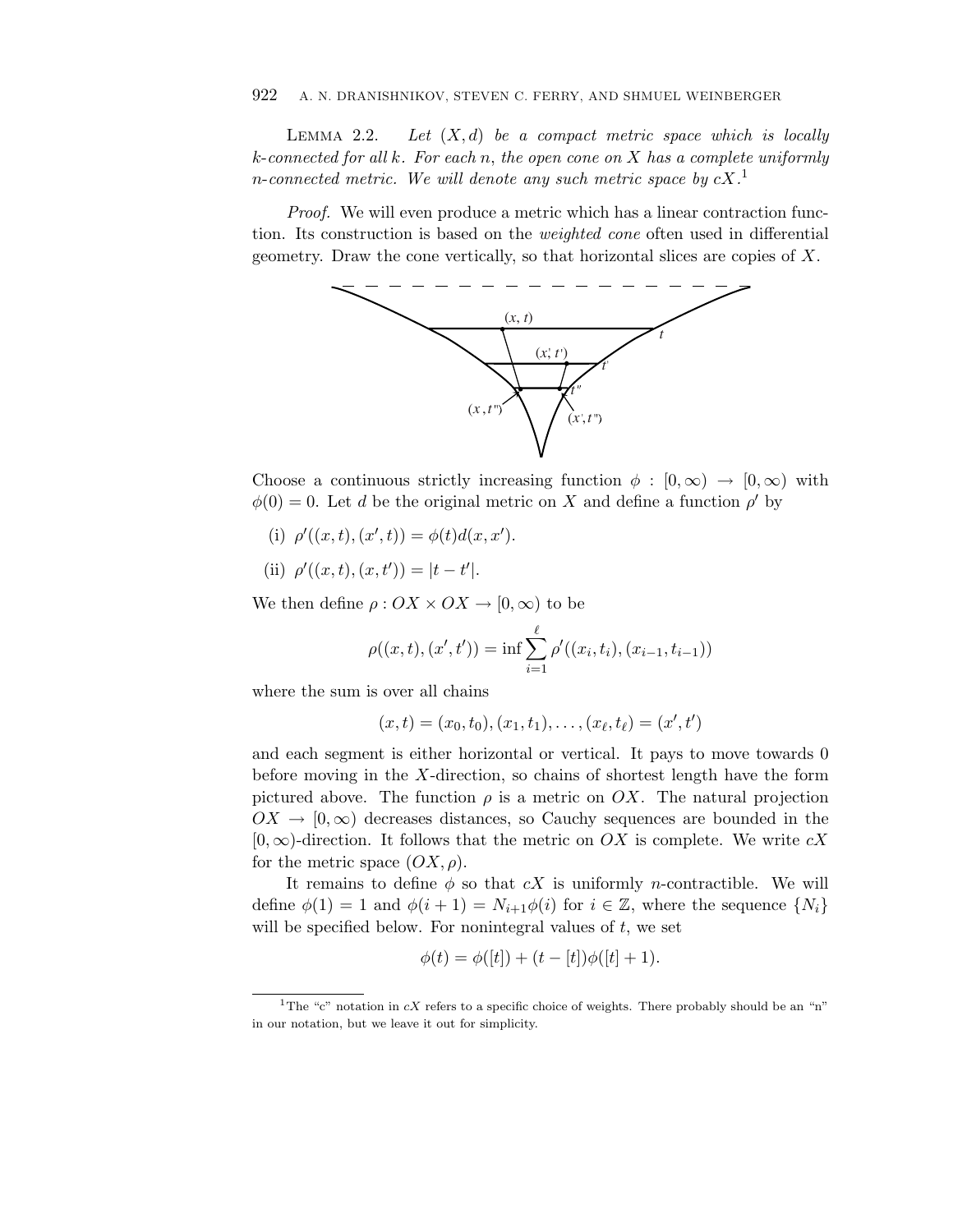**Lemma 2.2.** *Let $(X, d)$ be a compact metric space which is locally $k$-connected for all $k$. For each $n$, the open cone on $X$ has a complete uniformly $n$-connected metric. We will denote any such metric space by $cX$.*[1]

*Proof.* We will even produce a metric which has a linear contraction function. Its construction is based on the *weighted cone* often used in differential geometry. Draw the cone vertically, so that horizontal slices are copies of $X$.

Choose a continuous strictly increasing function $\phi : [0, \infty) \to [0, \infty)$ with $\phi(0) = 0$. Let $d$ be the original metric on $X$ and define a function $\rho'$ by

(i) $\rho'((x, t), (x', t)) = \phi(t) d(x, x')$.

(ii) $\rho'((x, t), (x, t')) = |t - t'|$.

We then define $\rho : OX \times OX \to [0, \infty)$ to be

$$\rho((x, t), (x', t')) = \inf \sum_{i=1}^{\ell} \rho'((x_i, t_i), (x_{i-1}, t_{i-1}))$$

where the sum is over all chains

$$(x, t) = (x_0, t_0), (x_1, t_1), \ldots, (x_\ell, t_\ell) = (x', t')$$

and each segment is either horizontal or vertical. It pays to move towards 0 before moving in the $X$-direction, so chains of shortest length have the form pictured above. The function $\rho$ is a metric on $OX$. The natural projection $OX \to [0, \infty)$ decreases distances, so Cauchy sequences are bounded in the $[0, \infty)$-direction. It follows that the metric on $OX$ is complete. We write $cX$ for the metric space $(OX, \rho)$.

It remains to define $\phi$ so that $cX$ is uniformly $n$-contractible. We will define $\phi(1) = 1$ and $\phi(i + 1) = N_{i+1} \phi(i)$ for $i \in \mathbb{Z}$, where the sequence $\{N_i\}$ will be specified below. For nonintegral values of $t$, we set

$$\phi(t) = \phi([t]) + (t - [t]) \phi([t] + 1).$$

[1] The "c" notation in $cX$ refers to a specific choice of weights. There probably should be an "n" in our notation, but we leave it out for simplicity.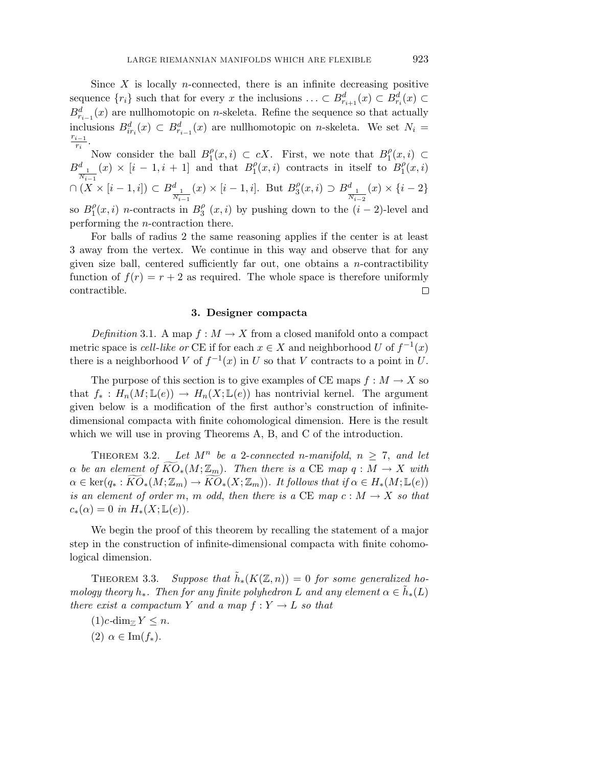Since $X$ is locally $n$-connected, there is an infinite decreasing positive sequence $\{r_i\}$ such that for every $x$ the inclusions $\ldots \subset B^d_{r_{i+1}}(x) \subset B^d_{r_i}(x) \subset B^d_{r_{i-1}}(x)$ are nullhomotopic on $n$-skeleta. Refine the sequence so that actually inclusions $B^d_{ir_i}(x) \subset B^d_{r_{i-1}}(x)$ are nullhomotopic on $n$-skeleta. We set $N_i = \frac{r_{i-1}}{r_i}$.

Now consider the ball $B^\rho_1(x,i) \subset cX$. First, we note that $B^\rho_1(x,i) \subset B^d_{\frac{1}{N_{i-1}}}(x) \times [i-1, i+1]$ and that $B^\rho_1(x,i)$ contracts in itself to $B^\rho_1(x,i) \cap (X \times [i-1,i]) \subset B^d_{\frac{1}{N_{i-1}}}(x) \times [i-1,i]$. But $B^\rho_3(x,i) \supset B^d_{\frac{1}{N_{i-2}}}(x) \times \{i-2\}$ so $B^\rho_1(x,i)$ $n$-contracts in $B^\rho_3\ (x,i)$ by pushing down to the $(i-2)$-level and performing the $n$-contraction there.

For balls of radius 2 the same reasoning applies if the center is at least 3 away from the vertex. We continue in this way and observe that for any given size ball, centered sufficiently far out, one obtains a $n$-contractibility function of $f(r) = r+2$ as required. The whole space is therefore uniformly contractible. $\square$

## 3. Designer compacta

*Definition* 3.1. A map $f : M \to X$ from a closed manifold onto a compact metric space is *cell-like or* CE if for each $x \in X$ and neighborhood $U$ of $f^{-1}(x)$ there is a neighborhood $V$ of $f^{-1}(x)$ in $U$ so that $V$ contracts to a point in $U$.

The purpose of this section is to give examples of CE maps $f : M \to X$ so that $f_* : H_n(M; \mathbb{L}(e)) \to H_n(X; \mathbb{L}(e))$ has nontrivial kernel. The argument given below is a modification of the first author's construction of infinite-dimensional compacta with finite cohomological dimension. Here is the result which we will use in proving Theorems A, B, and C of the introduction.

Theorem 3.2. *Let $M^n$ be a 2-connected $n$-manifold, $n \geq 7$, and let $\alpha$ be an element of $\widetilde{KO}_*(M; \mathbb{Z}_m)$. Then there is a* CE *map $q : M \to X$ with $\alpha \in \ker(q_* : \widetilde{KO}_*(M; \mathbb{Z}_m) \to \widetilde{KO}_*(X; \mathbb{Z}_m))$. It follows that if $\alpha \in H_*(M; \mathbb{L}(e))$ is an element of order $m$, $m$ odd, then there is a* CE *map $c : M \to X$ so that $c_*(\alpha) = 0$ in $H_*(X; \mathbb{L}(e))$.*

We begin the proof of this theorem by recalling the statement of a major step in the construction of infinite-dimensional compacta with finite cohomological dimension.

Theorem 3.3. *Suppose that $\tilde{h}_*(K(\mathbb{Z}, n)) = 0$ for some generalized homology theory $h_*$. Then for any finite polyhedron $L$ and any element $\alpha \in \tilde{h}_*(L)$ there exist a compactum $Y$ and a map $f : Y \to L$ so that*

(1)$c\text{-}\dim_{\mathbb{Z}} Y \leq n$.

(2) $\alpha \in \operatorname{Im}(f_*)$.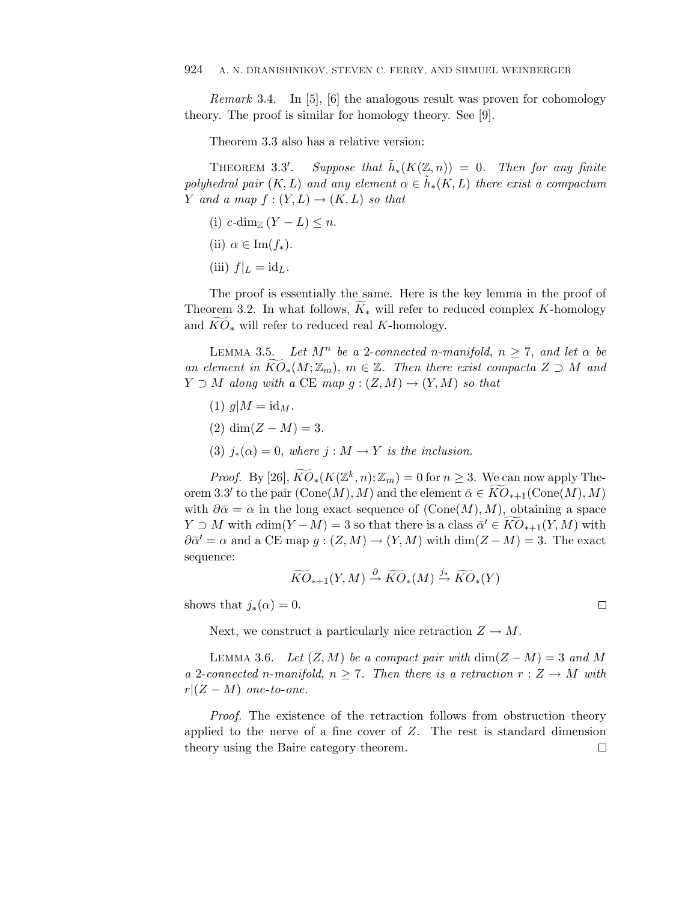*Remark* 3.4. In [5], [6] the analogous result was proven for cohomology theory. The proof is similar for homology theory. See [9].

Theorem 3.3 also has a relative version:

THEOREM 3.3′. *Suppose that $\tilde{h}_*(K(\mathbb{Z}, n)) = 0$. Then for any finite polyhedral pair $(K, L)$ and any element $\alpha \in \tilde{h}_*(K, L)$ there exist a compactum $Y$ and a map $f : (Y, L) \to (K, L)$ so that*

(i) $c\text{-}\dim_{\mathbb{Z}}(Y - L) \leq n$.

(ii) $\alpha \in \mathrm{Im}(f_*)$.

(iii) $f|_L = \mathrm{id}_L$.

The proof is essentially the same. Here is the key lemma in the proof of Theorem 3.2. In what follows, $\widetilde{K}_*$ will refer to reduced complex $K$-homology and $\widetilde{KO}_*$ will refer to reduced real $K$-homology.

LEMMA 3.5. *Let $M^n$ be a 2-connected $n$-manifold, $n \geq 7$, and let $\alpha$ be an element in $\widetilde{KO}_*(M; \mathbb{Z}_m)$, $m \in \mathbb{Z}$. Then there exist compacta $Z \supset M$ and $Y \supset M$ along with a* CE *map $g : (Z, M) \to (Y, M)$ so that*

(1) $g|M = \mathrm{id}_M$.

(2) $\dim(Z - M) = 3$.

(3) $j_*(\alpha) = 0$, *where $j : M \to Y$ is the inclusion.*

*Proof.* By [26], $\widetilde{KO}_*(K(\mathbb{Z}^k, n); \mathbb{Z}_m) = 0$ for $n \geq 3$. We can now apply Theorem 3.3′ to the pair $(\mathrm{Cone}(M), M)$ and the element $\bar{\alpha} \in \widetilde{KO}_{*+1}(\mathrm{Cone}(M), M)$ with $\partial \bar{\alpha} = \alpha$ in the long exact sequence of $(\mathrm{Cone}(M), M)$, obtaining a space $Y \supset M$ with $c\dim(Y - M) = 3$ so that there is a class $\bar{\alpha}' \in \widetilde{KO}_{*+1}(Y, M)$ with $\partial \bar{\alpha}' = \alpha$ and a CE map $g : (Z, M) \to (Y, M)$ with $\dim(Z - M) = 3$. The exact sequence:

$$\widetilde{KO}_{*+1}(Y, M) \xrightarrow{\partial} \widetilde{KO}_*(M) \xrightarrow{j_*} \widetilde{KO}_*(Y)$$

shows that $j_*(\alpha) = 0$. □

Next, we construct a particularly nice retraction $Z \to M$.

LEMMA 3.6. *Let $(Z, M)$ be a compact pair with $\dim(Z - M) = 3$ and $M$ a 2-connected $n$-manifold, $n \geq 7$. Then there is a retraction $r : Z \to M$ with $r|(Z - M)$ one-to-one.*

*Proof.* The existence of the retraction follows from obstruction theory applied to the nerve of a fine cover of $Z$. The rest is standard dimension theory using the Baire category theorem. □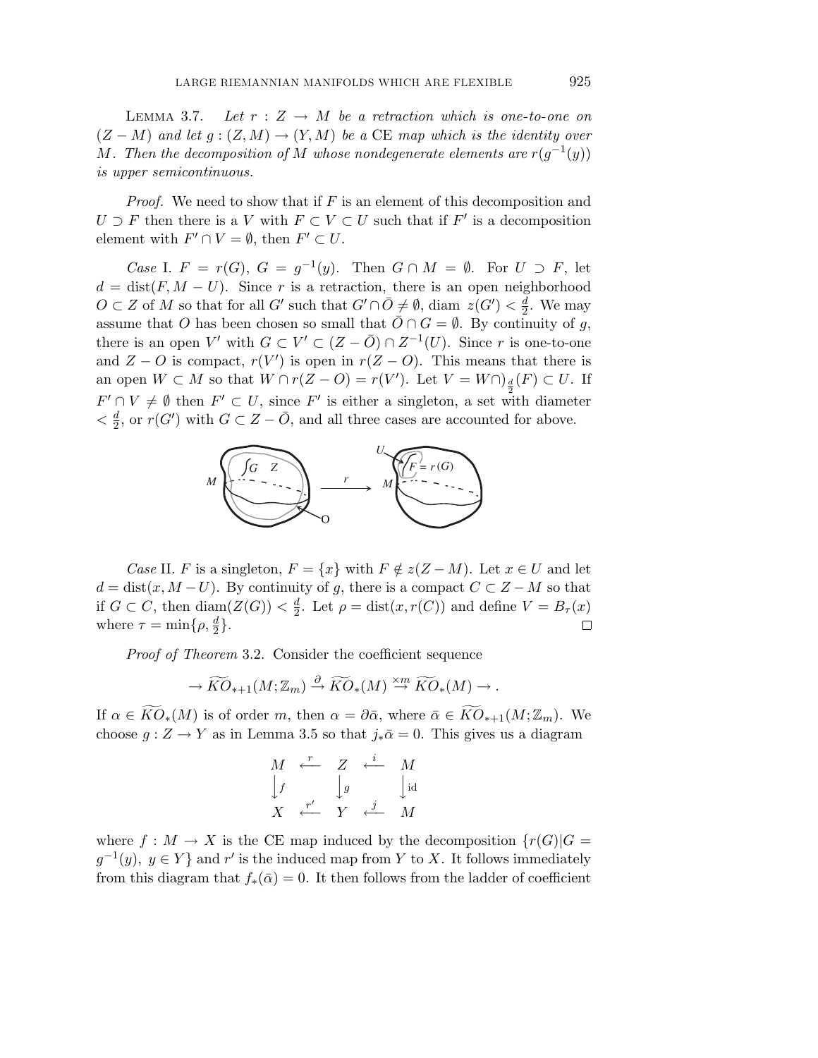Lemma 3.7. *Let $r : Z \to M$ be a retraction which is one-to-one on $(Z - M)$ and let $g : (Z, M) \to (Y, M)$ be a* CE *map which is the identity over $M$. Then the decomposition of $M$ whose nondegenerate elements are $r(g^{-1}(y))$ is upper semicontinuous.*

*Proof.* We need to show that if $F$ is an element of this decomposition and $U \supset F$ then there is a $V$ with $F \subset V \subset U$ such that if $F'$ is a decomposition element with $F' \cap V = \emptyset$, then $F' \subset U$.

*Case* I. $F = r(G)$, $G = g^{-1}(y)$. Then $G \cap M = \emptyset$. For $U \supset F$, let $d = \mathrm{dist}(F, M - U)$. Since $r$ is a retraction, there is an open neighborhood $O \subset Z$ of $M$ so that for all $G'$ such that $G' \cap \bar{O} \neq \emptyset$, diam $z(G') < \frac{d}{2}$. We may assume that $O$ has been chosen so small that $\bar{O} \cap G = \emptyset$. By continuity of $g$, there is an open $V'$ with $G \subset V' \subset (Z - \bar{O}) \cap Z^{-1}(U)$. Since $r$ is one-to-one and $Z - O$ is compact, $r(V')$ is open in $r(Z - O)$. This means that there is an open $W \subset M$ so that $W \cap r(Z - O) = r(V')$. Let $V = W \cap)_{\frac{d}{2}}(F) \subset U$. If $F' \cap V \neq \emptyset$ then $F' \subset U$, since $F'$ is either a singleton, a set with diameter $< \frac{d}{2}$, or $r(G')$ with $G \subset Z - \bar{O}$, and all three cases are accounted for above.

*Case* II. $F$ is a singleton, $F = \{x\}$ with $F \notin z(Z - M)$. Let $x \in U$ and let $d = \mathrm{dist}(x, M - U)$. By continuity of $g$, there is a compact $C \subset Z - M$ so that if $G \subset C$, then $\mathrm{diam}(Z(G)) < \frac{d}{2}$. Let $\rho = \mathrm{dist}(x, r(C))$ and define $V = B_\tau(x)$ where $\tau = \min\{\rho, \frac{d}{2}\}$. $\square$

*Proof of Theorem* 3.2. Consider the coefficient sequence

$$\to \widetilde{KO}_{*+1}(M; \mathbb{Z}_m) \xrightarrow{\partial} \widetilde{KO}_*(M) \xrightarrow{\times m} \widetilde{KO}_*(M) \to .$$

If $\alpha \in \widetilde{KO}_*(M)$ is of order $m$, then $\alpha = \partial\bar{\alpha}$, where $\bar{\alpha} \in \widetilde{KO}_{*+1}(M; \mathbb{Z}_m)$. We choose $g : Z \to Y$ as in Lemma 3.5 so that $j_*\bar{\alpha} = 0$. This gives us a diagram

$$\begin{array}{ccccc} M & \xleftarrow{r} & Z & \xleftarrow{i} & M \\ \Big\downarrow f & & \Big\downarrow g & & \Big\downarrow \mathrm{id} \\ X & \xleftarrow{r'} & Y & \xleftarrow{j} & M \end{array}$$

where $f : M \to X$ is the CE map induced by the decomposition $\{r(G) | G = g^{-1}(y),\ y \in Y\}$ and $r'$ is the induced map from $Y$ to $X$. It follows immediately from this diagram that $f_*(\bar{\alpha}) = 0$. It then follows from the ladder of coefficient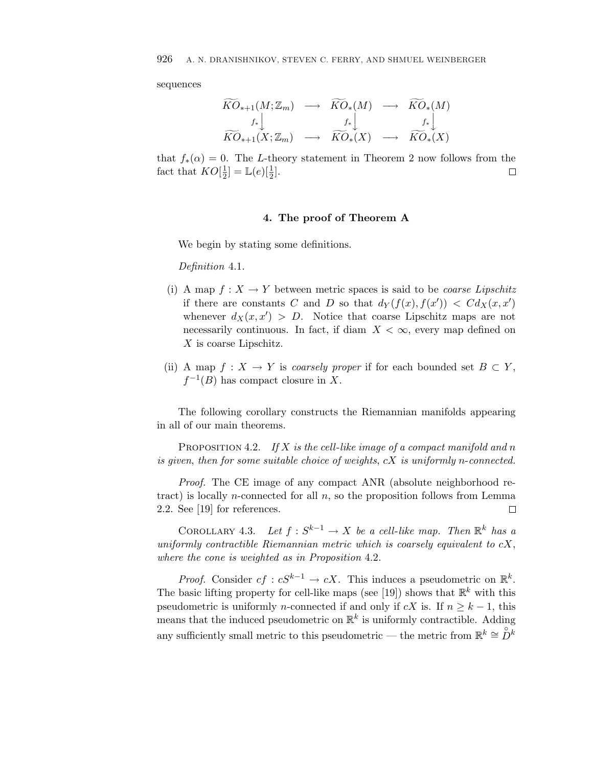sequences

$$
\begin{array}{ccccc}
\widetilde{KO}_{*+1}(M;\mathbb{Z}_m) & \longrightarrow & \widetilde{KO}_*(M) & \longrightarrow & \widetilde{KO}_*(M) \\
{\scriptstyle f_*}\big\downarrow & & {\scriptstyle f_*}\big\downarrow & & {\scriptstyle f_*}\big\downarrow \\
\widetilde{KO}_{*+1}(X;\mathbb{Z}_m) & \longrightarrow & \widetilde{KO}_*(X) & \longrightarrow & \widetilde{KO}_*(X)
\end{array}
$$

that $f_*(\alpha) = 0$. The $L$-theory statement in Theorem 2 now follows from the fact that $KO[\frac{1}{2}] = \mathbb{L}(e)[\frac{1}{2}]$. □

## 4. The proof of Theorem A

We begin by stating some definitions.

*Definition* 4.1.

(i) A map $f : X \to Y$ between metric spaces is said to be *coarse Lipschitz* if there are constants $C$ and $D$ so that $d_Y(f(x), f(x')) < C d_X(x, x')$ whenever $d_X(x, x') > D$. Notice that coarse Lipschitz maps are not necessarily continuous. In fact, if diam $X < \infty$, every map defined on $X$ is coarse Lipschitz.

(ii) A map $f : X \to Y$ is *coarsely proper* if for each bounded set $B \subset Y$, $f^{-1}(B)$ has compact closure in $X$.

The following corollary constructs the Riemannian manifolds appearing in all of our main theorems.

PROPOSITION 4.2. *If $X$ is the cell-like image of a compact manifold and $n$ is given, then for some suitable choice of weights, $cX$ is uniformly $n$-connected.*

*Proof.* The CE image of any compact ANR (absolute neighborhood retract) is locally $n$-connected for all $n$, so the proposition follows from Lemma 2.2. See [19] for references. □

COROLLARY 4.3. *Let $f : S^{k-1} \to X$ be a cell-like map. Then $\mathbb{R}^k$ has a uniformly contractible Riemannian metric which is coarsely equivalent to $cX$, where the cone is weighted as in Proposition* 4.2.

*Proof.* Consider $cf : cS^{k-1} \to cX$. This induces a pseudometric on $\mathbb{R}^k$. The basic lifting property for cell-like maps (see [19]) shows that $\mathbb{R}^k$ with this pseudometric is uniformly $n$-connected if and only if $cX$ is. If $n \geq k-1$, this means that the induced pseudometric on $\mathbb{R}^k$ is uniformly contractible. Adding any sufficiently small metric to this pseudometric — the metric from $\mathbb{R}^k \cong \mathring{D}^k$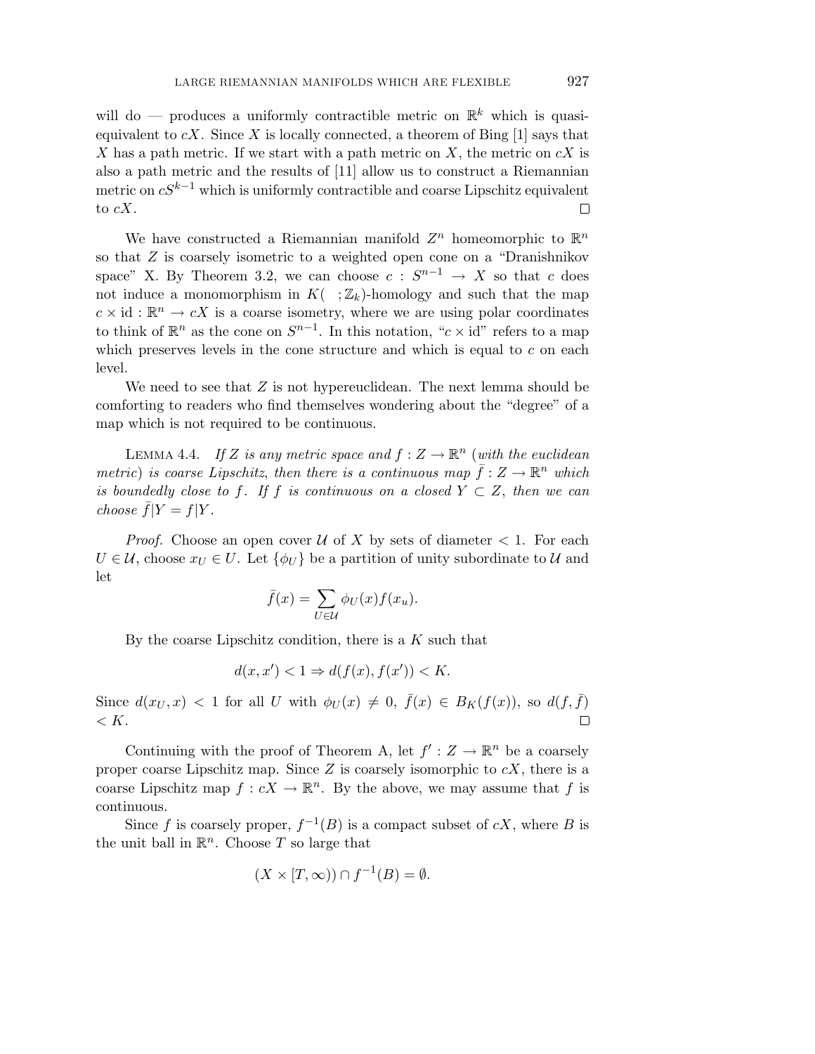will do — produces a uniformly contractible metric on $\mathbb{R}^k$ which is quasi-equivalent to $cX$. Since $X$ is locally connected, a theorem of Bing [1] says that $X$ has a path metric. If we start with a path metric on $X$, the metric on $cX$ is also a path metric and the results of [11] allow us to construct a Riemannian metric on $cS^{k-1}$ which is uniformly contractible and coarse Lipschitz equivalent to $cX$. $\square$

We have constructed a Riemannian manifold $Z^n$ homeomorphic to $\mathbb{R}^n$ so that $Z$ is coarsely isometric to a weighted open cone on a "Dranishnikov space" X. By Theorem 3.2, we can choose $c : S^{n-1} \to X$ so that $c$ does not induce a monomorphism in $K(\ \ ;\mathbb{Z}_k)$-homology and such that the map $c \times \mathrm{id} : \mathbb{R}^n \to cX$ is a coarse isometry, where we are using polar coordinates to think of $\mathbb{R}^n$ as the cone on $S^{n-1}$. In this notation, "$c \times \mathrm{id}$" refers to a map which preserves levels in the cone structure and which is equal to $c$ on each level.

We need to see that $Z$ is not hypereuclidean. The next lemma should be comforting to readers who find themselves wondering about the "degree" of a map which is not required to be continuous.

Lemma 4.4. *If $Z$ is any metric space and $f : Z \to \mathbb{R}^n$ (with the euclidean metric) is coarse Lipschitz, then there is a continuous map $\bar{f} : Z \to \mathbb{R}^n$ which is boundedly close to $f$. If $f$ is continuous on a closed $Y \subset Z$, then we can choose $\bar{f}|Y = f|Y$.*

*Proof.* Choose an open cover $\mathcal{U}$ of $X$ by sets of diameter $< 1$. For each $U \in \mathcal{U}$, choose $x_U \in U$. Let $\{\phi_U\}$ be a partition of unity subordinate to $\mathcal{U}$ and let

$$\bar{f}(x) = \sum_{U \in \mathcal{U}} \phi_U(x) f(x_u).$$

By the coarse Lipschitz condition, there is a $K$ such that

$$d(x, x') < 1 \Rightarrow d(f(x), f(x')) < K.$$

Since $d(x_U, x) < 1$ for all $U$ with $\phi_U(x) \neq 0$, $\bar{f}(x) \in B_K(f(x))$, so $d(f, \bar{f}) < K$. $\square$

Continuing with the proof of Theorem A, let $f' : Z \to \mathbb{R}^n$ be a coarsely proper coarse Lipschitz map. Since $Z$ is coarsely isomorphic to $cX$, there is a coarse Lipschitz map $f : cX \to \mathbb{R}^n$. By the above, we may assume that $f$ is continuous.

Since $f$ is coarsely proper, $f^{-1}(B)$ is a compact subset of $cX$, where $B$ is the unit ball in $\mathbb{R}^n$. Choose $T$ so large that

$$(X \times [T, \infty)) \cap f^{-1}(B) = \emptyset.$$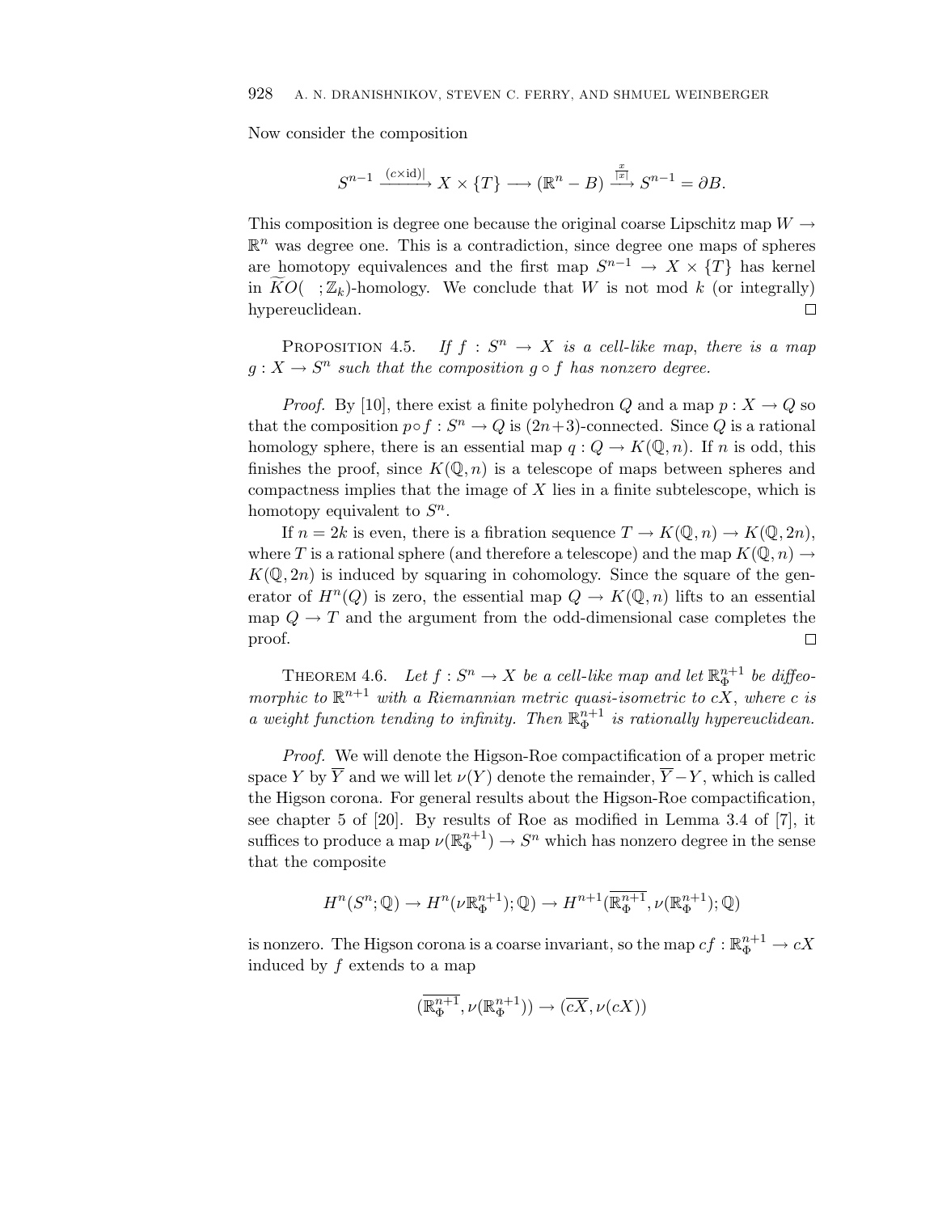Now consider the composition

$$S^{n-1} \xrightarrow{(c\times \mathrm{id})|} X \times \{T\} \longrightarrow (\mathbb{R}^n - B) \xrightarrow{\frac{x}{|x|}} S^{n-1} = \partial B.$$

This composition is degree one because the original coarse Lipschitz map $W \to \mathbb{R}^n$ was degree one. This is a contradiction, since degree one maps of spheres are homotopy equivalences and the first map $S^{n-1} \to X \times \{T\}$ has kernel in $\widetilde{KO}(\ ;\mathbb{Z}_k)$-homology. We conclude that $W$ is not mod $k$ (or integrally) hypereuclidean. $\square$

Proposition 4.5. *If $f : S^n \to X$ is a cell-like map, there is a map $g : X \to S^n$ such that the composition $g \circ f$ has nonzero degree.*

*Proof.* By [10], there exist a finite polyhedron $Q$ and a map $p : X \to Q$ so that the composition $p \circ f : S^n \to Q$ is $(2n+3)$-connected. Since $Q$ is a rational homology sphere, there is an essential map $q : Q \to K(\mathbb{Q}, n)$. If $n$ is odd, this finishes the proof, since $K(\mathbb{Q}, n)$ is a telescope of maps between spheres and compactness implies that the image of $X$ lies in a finite subtelescope, which is homotopy equivalent to $S^n$.

If $n = 2k$ is even, there is a fibration sequence $T \to K(\mathbb{Q}, n) \to K(\mathbb{Q}, 2n)$, where $T$ is a rational sphere (and therefore a telescope) and the map $K(\mathbb{Q}, n) \to K(\mathbb{Q}, 2n)$ is induced by squaring in cohomology. Since the square of the generator of $H^n(Q)$ is zero, the essential map $Q \to K(\mathbb{Q}, n)$ lifts to an essential map $Q \to T$ and the argument from the odd-dimensional case completes the proof. $\square$

Theorem 4.6. *Let $f : S^n \to X$ be a cell-like map and let $\mathbb{R}^{n+1}_\Phi$ be diffeomorphic to $\mathbb{R}^{n+1}$ with a Riemannian metric quasi-isometric to $cX$, where $c$ is a weight function tending to infinity. Then $\mathbb{R}^{n+1}_\Phi$ is rationally hypereuclidean.*

*Proof.* We will denote the Higson-Roe compactification of a proper metric space $Y$ by $\overline{Y}$ and we will let $\nu(Y)$ denote the remainder, $\overline{Y} - Y$, which is called the Higson corona. For general results about the Higson-Roe compactification, see chapter 5 of [20]. By results of Roe as modified in Lemma 3.4 of [7], it suffices to produce a map $\nu(\mathbb{R}^{n+1}_\Phi) \to S^n$ which has nonzero degree in the sense that the composite

$$H^n(S^n; \mathbb{Q}) \to H^n(\nu\mathbb{R}^{n+1}_\Phi); \mathbb{Q}) \to H^{n+1}(\overline{\mathbb{R}^{n+1}_\Phi}, \nu(\mathbb{R}^{n+1}_\Phi); \mathbb{Q})$$

is nonzero. The Higson corona is a coarse invariant, so the map $cf : \mathbb{R}^{n+1}_\Phi \to cX$ induced by $f$ extends to a map

$$(\overline{\mathbb{R}^{n+1}_\Phi}, \nu(\mathbb{R}^{n+1}_\Phi)) \to (\overline{cX}, \nu(cX))$$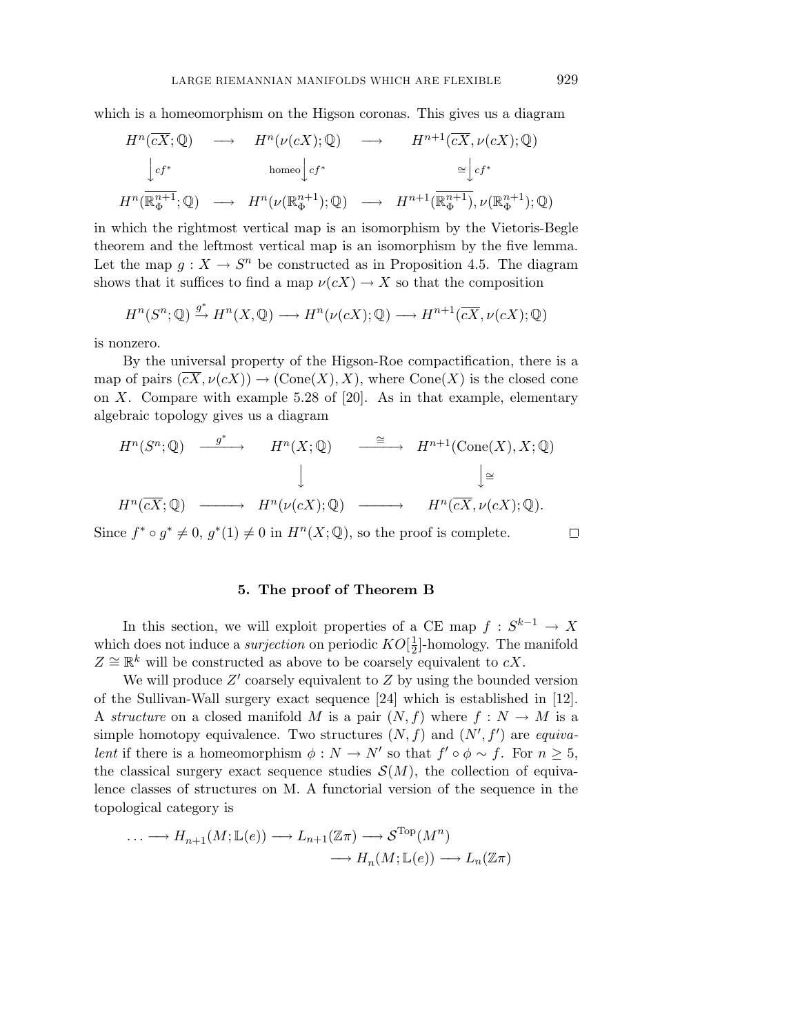which is a homeomorphism on the Higson coronas. This gives us a diagram

$$\begin{array}{ccccc}
H^n(\overline{cX};\mathbb{Q}) & \longrightarrow & H^n(\nu(cX);\mathbb{Q}) & \longrightarrow & H^{n+1}(\overline{cX},\nu(cX);\mathbb{Q}) \\
\downarrow{\scriptstyle cf^*} & & {\scriptstyle \text{homeo}}\downarrow{\scriptstyle cf^*} & & {\scriptstyle \cong}\downarrow{\scriptstyle cf^*} \\
H^n(\overline{\mathbb{R}^{n+1}_\Phi};\mathbb{Q}) & \longrightarrow & H^n(\nu(\mathbb{R}^{n+1}_\Phi);\mathbb{Q}) & \longrightarrow & H^{n+1}(\overline{\mathbb{R}^{n+1}_\Phi}),\nu(\mathbb{R}^{n+1}_\Phi);\mathbb{Q})
\end{array}$$

in which the rightmost vertical map is an isomorphism by the Vietoris-Begle theorem and the leftmost vertical map is an isomorphism by the five lemma. Let the map $g : X \to S^n$ be constructed as in Proposition 4.5. The diagram shows that it suffices to find a map $\nu(cX) \to X$ so that the composition

$$H^n(S^n;\mathbb{Q}) \xrightarrow{g^*} H^n(X,\mathbb{Q}) \longrightarrow H^n(\nu(cX);\mathbb{Q}) \longrightarrow H^{n+1}(\overline{cX},\nu(cX);\mathbb{Q})$$

is nonzero.

By the universal property of the Higson-Roe compactification, there is a map of pairs $(\overline{cX},\nu(cX)) \to (\text{Cone}(X), X)$, where $\text{Cone}(X)$ is the closed cone on $X$. Compare with example 5.28 of [20]. As in that example, elementary algebraic topology gives us a diagram

$$\begin{array}{ccccc}
H^n(S^n;\mathbb{Q}) & \xrightarrow{g^*} & H^n(X;\mathbb{Q}) & \xrightarrow{\cong} & H^{n+1}(\text{Cone}(X),X;\mathbb{Q}) \\
 & & \downarrow & & \downarrow{\scriptstyle \cong} \\
H^n(\overline{cX};\mathbb{Q}) & \longrightarrow & H^n(\nu(cX);\mathbb{Q}) & \longrightarrow & H^n(\overline{cX},\nu(cX);\mathbb{Q}).
\end{array}$$

Since $f^* \circ g^* \neq 0$, $g^*(1) \neq 0$ in $H^n(X;\mathbb{Q})$, so the proof is complete. $\square$

## 5. The proof of Theorem B

In this section, we will exploit properties of a CE map $f : S^{k-1} \to X$ which does not induce a *surjection* on periodic $KO[\frac{1}{2}]$-homology. The manifold $Z \cong \mathbb{R}^k$ will be constructed as above to be coarsely equivalent to $cX$.

We will produce $Z'$ coarsely equivalent to $Z$ by using the bounded version of the Sullivan-Wall surgery exact sequence [24] which is established in [12]. A *structure* on a closed manifold $M$ is a pair $(N, f)$ where $f : N \to M$ is a simple homotopy equivalence. Two structures $(N, f)$ and $(N', f')$ are *equivalent* if there is a homeomorphism $\phi : N \to N'$ so that $f' \circ \phi \sim f$. For $n \geq 5$, the classical surgery exact sequence studies $\mathcal{S}(M)$, the collection of equivalence classes of structures on M. A functorial version of the sequence in the topological category is

$$\begin{aligned}
\ldots \longrightarrow H_{n+1}(M;\mathbb{L}(e)) \longrightarrow L_{n+1}(\mathbb{Z}\pi) \longrightarrow \mathcal{S}^{\text{Top}}(M^n) \\
\longrightarrow H_n(M;\mathbb{L}(e)) \longrightarrow L_n(\mathbb{Z}\pi)
\end{aligned}$$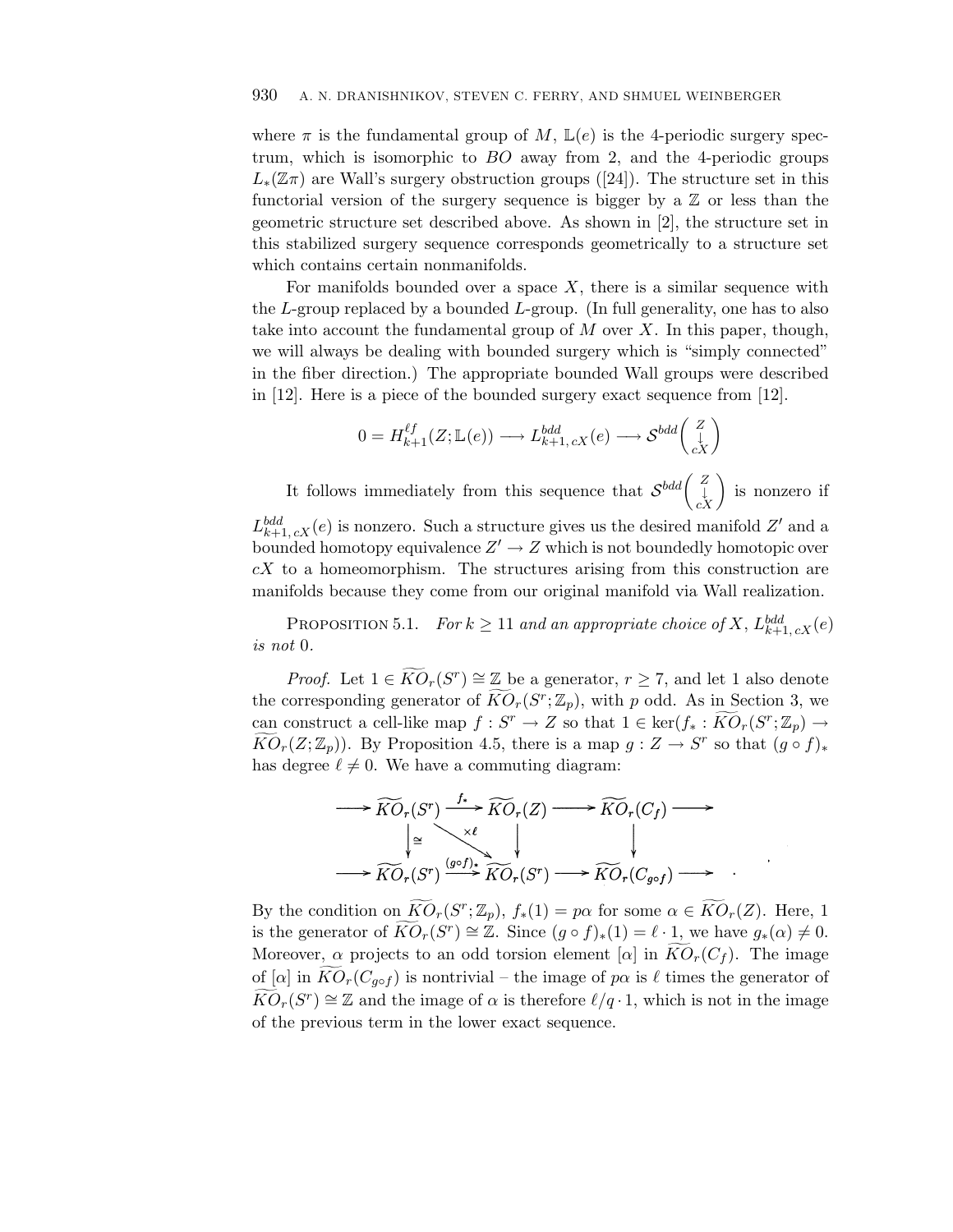where $\pi$ is the fundamental group of $M$, $\mathbb{L}(e)$ is the 4-periodic surgery spectrum, which is isomorphic to $BO$ away from 2, and the 4-periodic groups $L_*(\mathbb{Z}\pi)$ are Wall's surgery obstruction groups ([24]). The structure set in this functorial version of the surgery sequence is bigger by a $\mathbb{Z}$ or less than the geometric structure set described above. As shown in [2], the structure set in this stabilized surgery sequence corresponds geometrically to a structure set which contains certain nonmanifolds.

For manifolds bounded over a space $X$, there is a similar sequence with the $L$-group replaced by a bounded $L$-group. (In full generality, one has to also take into account the fundamental group of $M$ over $X$. In this paper, though, we will always be dealing with bounded surgery which is "simply connected" in the fiber direction.) The appropriate bounded Wall groups were described in [12]. Here is a piece of the bounded surgery exact sequence from [12].

$$0 = H^{\ell f}_{k+1}(Z; \mathbb{L}(e)) \longrightarrow L^{bdd}_{k+1,\, cX}(e) \longrightarrow \mathcal{S}^{bdd}\begin{pmatrix} Z \\ \downarrow \\ cX \end{pmatrix}$$

It follows immediately from this sequence that $\mathcal{S}^{bdd}\begin{pmatrix} Z \\ \downarrow \\ cX \end{pmatrix}$ is nonzero if $L^{bdd}_{k+1,\, cX}(e)$ is nonzero. Such a structure gives us the desired manifold $Z'$ and a bounded homotopy equivalence $Z' \to Z$ which is not boundedly homotopic over $cX$ to a homeomorphism. The structures arising from this construction are manifolds because they come from our original manifold via Wall realization.

Proposition 5.1. *For $k \geq 11$ and an appropriate choice of $X$, $L^{bdd}_{k+1,\, cX}(e)$ is not 0.*

*Proof.* Let $1 \in \widetilde{KO}_r(S^r) \cong \mathbb{Z}$ be a generator, $r \geq 7$, and let 1 also denote the corresponding generator of $\widetilde{KO}_r(S^r; \mathbb{Z}_p)$, with $p$ odd. As in Section 3, we can construct a cell-like map $f : S^r \to Z$ so that $1 \in \ker(f_* : \widetilde{KO}_r(S^r; \mathbb{Z}_p) \to \widetilde{KO}_r(Z; \mathbb{Z}_p))$. By Proposition 4.5, there is a map $g : Z \to S^r$ so that $(g \circ f)_*$ has degree $\ell \neq 0$. We have a commuting diagram:

$$\begin{array}{ccccccc}
\longrightarrow & \widetilde{KO}_r(S^r) & \xrightarrow{f_*} & \widetilde{KO}_r(Z) & \longrightarrow & \widetilde{KO}_r(C_f) & \longrightarrow \\
& \downarrow \cong & \searrow^{\times \ell} & \downarrow & & \downarrow & \\
\longrightarrow & \widetilde{KO}_r(S^r) & \xrightarrow{(g\circ f)_*} & \widetilde{KO}_r(S^r) & \longrightarrow & \widetilde{KO}_r(C_{g\circ f}) & \longrightarrow
\end{array}$$

By the condition on $\widetilde{KO}_r(S^r; \mathbb{Z}_p)$, $f_*(1) = p\alpha$ for some $\alpha \in \widetilde{KO}_r(Z)$. Here, 1 is the generator of $\widetilde{KO}_r(S^r) \cong \mathbb{Z}$. Since $(g \circ f)_*(1) = \ell \cdot 1$, we have $g_*(\alpha) \neq 0$. Moreover, $\alpha$ projects to an odd torsion element $[\alpha]$ in $\widetilde{KO}_r(C_f)$. The image of $[\alpha]$ in $\widetilde{KO}_r(C_{g\circ f})$ is nontrivial – the image of $p\alpha$ is $\ell$ times the generator of $\widetilde{KO}_r(S^r) \cong \mathbb{Z}$ and the image of $\alpha$ is therefore $\ell/q \cdot 1$, which is not in the image of the previous term in the lower exact sequence.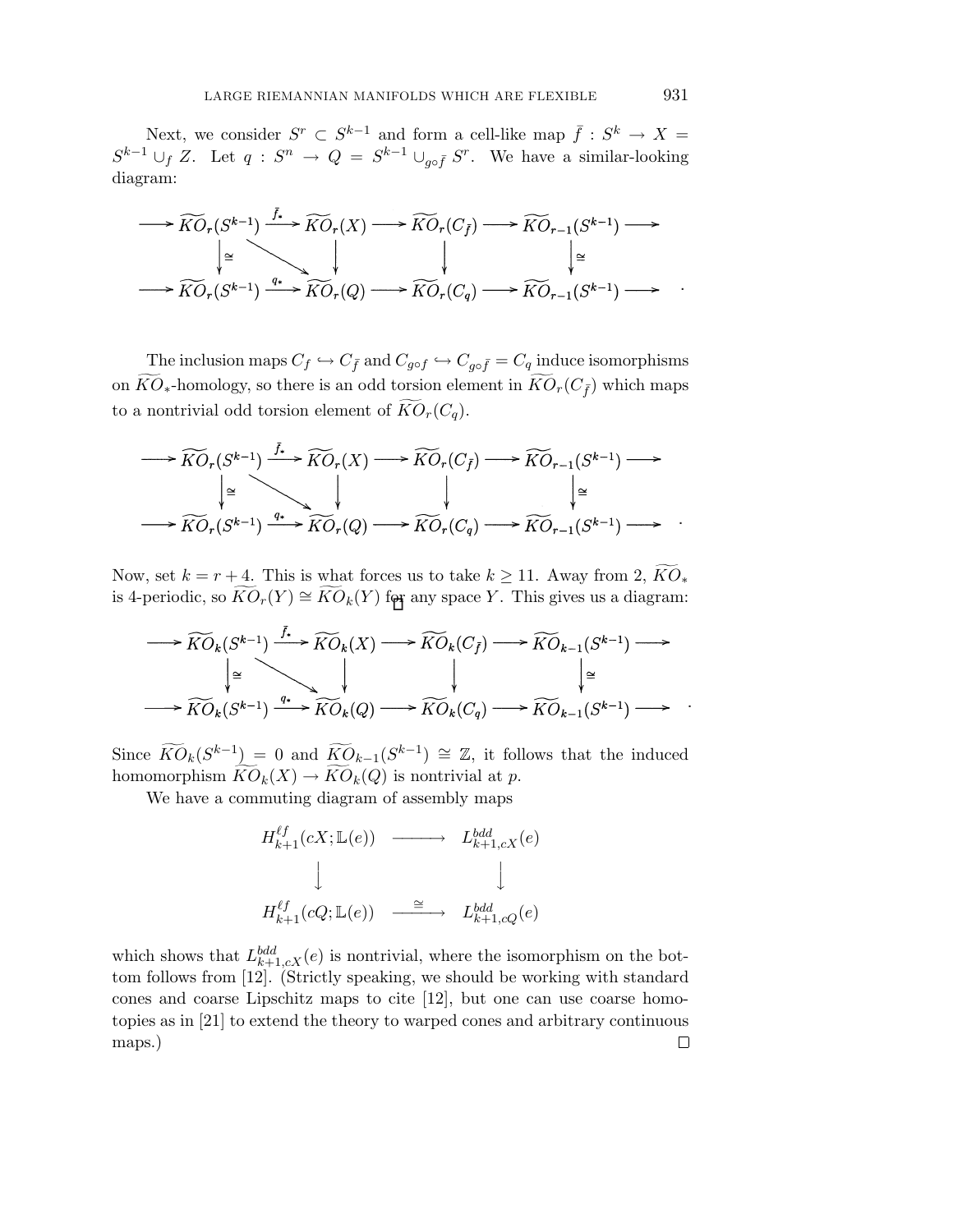Next, we consider $S^r \subset S^{k-1}$ and form a cell-like map $\bar{f} : S^k \to X = S^{k-1} \cup_f Z$. Let $q : S^n \to Q = S^{k-1} \cup_{g \circ \bar{f}} S^r$. We have a similar-looking diagram:

$$\begin{array}{ccccccccc}
\longrightarrow & \widetilde{KO}_r(S^{k-1}) & \xrightarrow{\bar{f}_*} & \widetilde{KO}_r(X) & \longrightarrow & \widetilde{KO}_r(C_{\bar{f}}) & \longrightarrow & \widetilde{KO}_{r-1}(S^{k-1}) & \longrightarrow \\
& \downarrow \cong & \searrow & \downarrow & & \downarrow & & \downarrow \cong & \\
\longrightarrow & \widetilde{KO}_r(S^{k-1}) & \xrightarrow{q_*} & \widetilde{KO}_r(Q) & \longrightarrow & \widetilde{KO}_r(C_q) & \longrightarrow & \widetilde{KO}_{r-1}(S^{k-1}) & \longrightarrow
\end{array} .$$

The inclusion maps $C_f \hookrightarrow C_{\bar{f}}$ and $C_{g \circ f} \hookrightarrow C_{g \circ \bar{f}} = C_q$ induce isomorphisms on $\widetilde{KO}_*$-homology, so there is an odd torsion element in $\widetilde{KO}_r(C_{\bar{f}})$ which maps to a nontrivial odd torsion element of $\widetilde{KO}_r(C_q)$.

$$\begin{array}{ccccccccc}
\longrightarrow & \widetilde{KO}_r(S^{k-1}) & \xrightarrow{\bar{f}_*} & \widetilde{KO}_r(X) & \longrightarrow & \widetilde{KO}_r(C_{\bar{f}}) & \longrightarrow & \widetilde{KO}_{r-1}(S^{k-1}) & \longrightarrow \\
& \downarrow \cong & \searrow & \downarrow & & \downarrow & & \downarrow \cong & \\
\longrightarrow & \widetilde{KO}_r(S^{k-1}) & \xrightarrow{q_*} & \widetilde{KO}_r(Q) & \longrightarrow & \widetilde{KO}_r(C_q) & \longrightarrow & \widetilde{KO}_{r-1}(S^{k-1}) & \longrightarrow
\end{array} .$$

Now, set $k = r + 4$. This is what forces us to take $k \geq 11$. Away from 2, $\widetilde{KO}_*$ is 4-periodic, so $\widetilde{KO}_r(Y) \cong \widetilde{KO}_k(Y)$ for any space $Y$. This gives us a diagram:

$$\begin{array}{ccccccccc}
\longrightarrow & \widetilde{KO}_k(S^{k-1}) & \xrightarrow{\bar{f}_*} & \widetilde{KO}_k(X) & \longrightarrow & \widetilde{KO}_k(C_{\bar{f}}) & \longrightarrow & \widetilde{KO}_{k-1}(S^{k-1}) & \longrightarrow \\
& \downarrow \cong & \searrow & \downarrow & & \downarrow & & \downarrow \cong & \\
\longrightarrow & \widetilde{KO}_k(S^{k-1}) & \xrightarrow{q_*} & \widetilde{KO}_k(Q) & \longrightarrow & \widetilde{KO}_k(C_q) & \longrightarrow & \widetilde{KO}_{k-1}(S^{k-1}) & \longrightarrow
\end{array} .$$

Since $\widetilde{KO}_k(S^{k-1}) = 0$ and $\widetilde{KO}_{k-1}(S^{k-1}) \cong \mathbb{Z}$, it follows that the induced homomorphism $\widetilde{KO}_k(X) \to \widetilde{KO}_k(Q)$ is nontrivial at $p$.

We have a commuting diagram of assembly maps

$$\begin{array}{ccc}
H^{\ell f}_{k+1}(cX; \mathbb{L}(e)) & \longrightarrow & L^{bdd}_{k+1,cX}(e) \\
\downarrow & & \downarrow \\
H^{\ell f}_{k+1}(cQ; \mathbb{L}(e)) & \xrightarrow{\cong} & L^{bdd}_{k+1,cQ}(e)
\end{array}$$

which shows that $L^{bdd}_{k+1,cX}(e)$ is nontrivial, where the isomorphism on the bottom follows from [12]. (Strictly speaking, we should be working with standard cones and coarse Lipschitz maps to cite [12], but one can use coarse homotopies as in [21] to extend the theory to warped cones and arbitrary continuous maps.) $\square$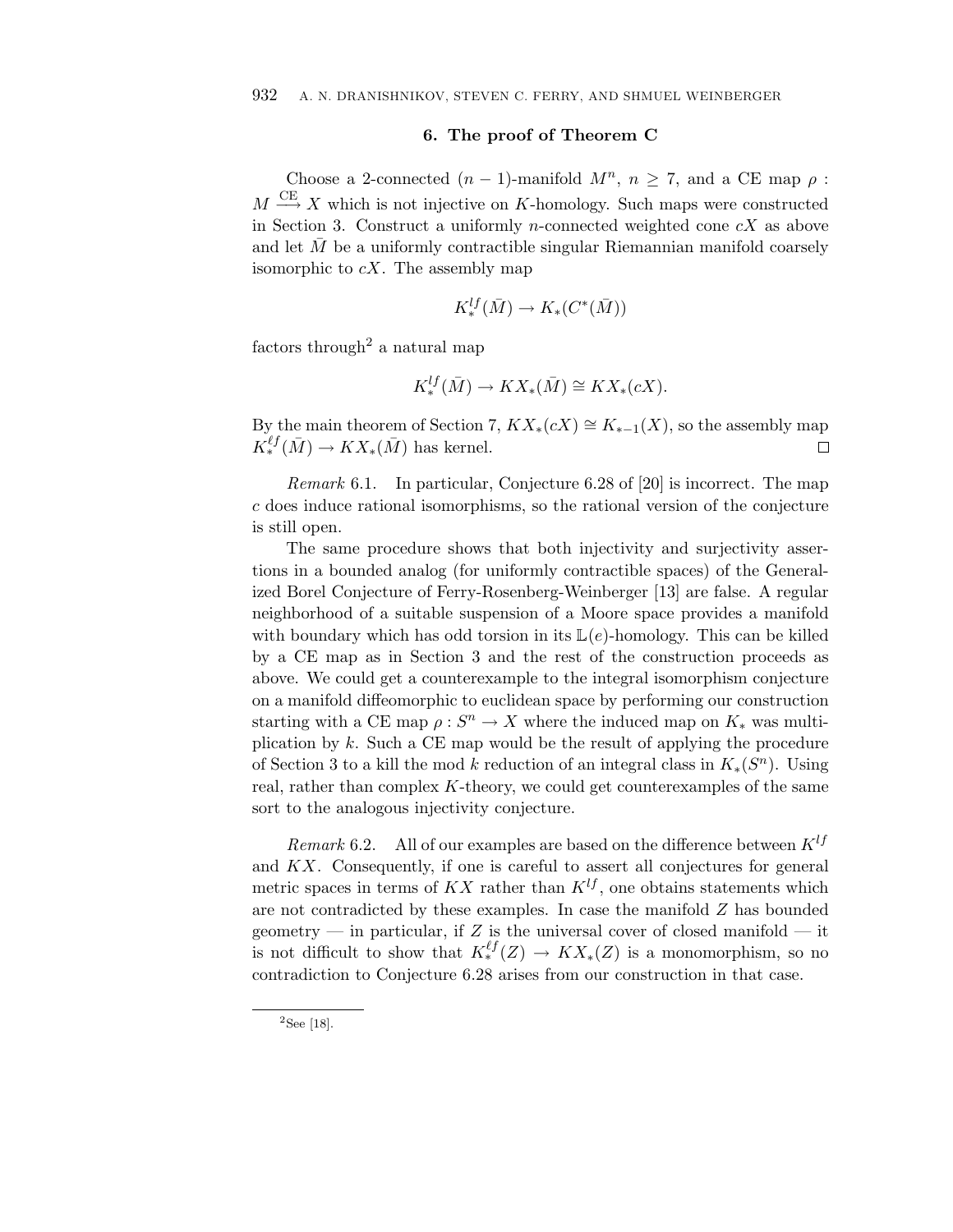## 6. The proof of Theorem C

Choose a 2-connected $(n-1)$-manifold $M^n$, $n \geq 7$, and a CE map $\rho : M \xrightarrow{\text{CE}} X$ which is not injective on $K$-homology. Such maps were constructed in Section 3. Construct a uniformly $n$-connected weighted cone $cX$ as above and let $\bar{M}$ be a uniformly contractible singular Riemannian manifold coarsely isomorphic to $cX$. The assembly map

$$K_*^{lf}(\bar{M}) \to K_*(C^*(\bar{M}))$$

factors through[2] a natural map

$$K_*^{lf}(\bar{M}) \to KX_*(\bar{M}) \cong KX_*(cX).$$

By the main theorem of Section 7, $KX_*(cX) \cong K_{*-1}(X)$, so the assembly map $K_*^{\ell f}(\bar{M}) \to KX_*(\bar{M})$ has kernel. □

*Remark* 6.1. In particular, Conjecture 6.28 of [20] is incorrect. The map $c$ does induce rational isomorphisms, so the rational version of the conjecture is still open.

The same procedure shows that both injectivity and surjectivity assertions in a bounded analog (for uniformly contractible spaces) of the Generalized Borel Conjecture of Ferry-Rosenberg-Weinberger [13] are false. A regular neighborhood of a suitable suspension of a Moore space provides a manifold with boundary which has odd torsion in its $\mathbb{L}(e)$-homology. This can be killed by a CE map as in Section 3 and the rest of the construction proceeds as above. We could get a counterexample to the integral isomorphism conjecture on a manifold diffeomorphic to euclidean space by performing our construction starting with a CE map $\rho : S^n \to X$ where the induced map on $K_*$ was multiplication by $k$. Such a CE map would be the result of applying the procedure of Section 3 to a kill the mod $k$ reduction of an integral class in $K_*(S^n)$. Using real, rather than complex $K$-theory, we could get counterexamples of the same sort to the analogous injectivity conjecture.

*Remark* 6.2. All of our examples are based on the difference between $K^{lf}$ and $KX$. Consequently, if one is careful to assert all conjectures for general metric spaces in terms of $KX$ rather than $K^{lf}$, one obtains statements which are not contradicted by these examples. In case the manifold $Z$ has bounded geometry — in particular, if $Z$ is the universal cover of closed manifold — it is not difficult to show that $K_*^{\ell f}(Z) \to KX_*(Z)$ is a monomorphism, so no contradiction to Conjecture 6.28 arises from our construction in that case.

[2] See [18].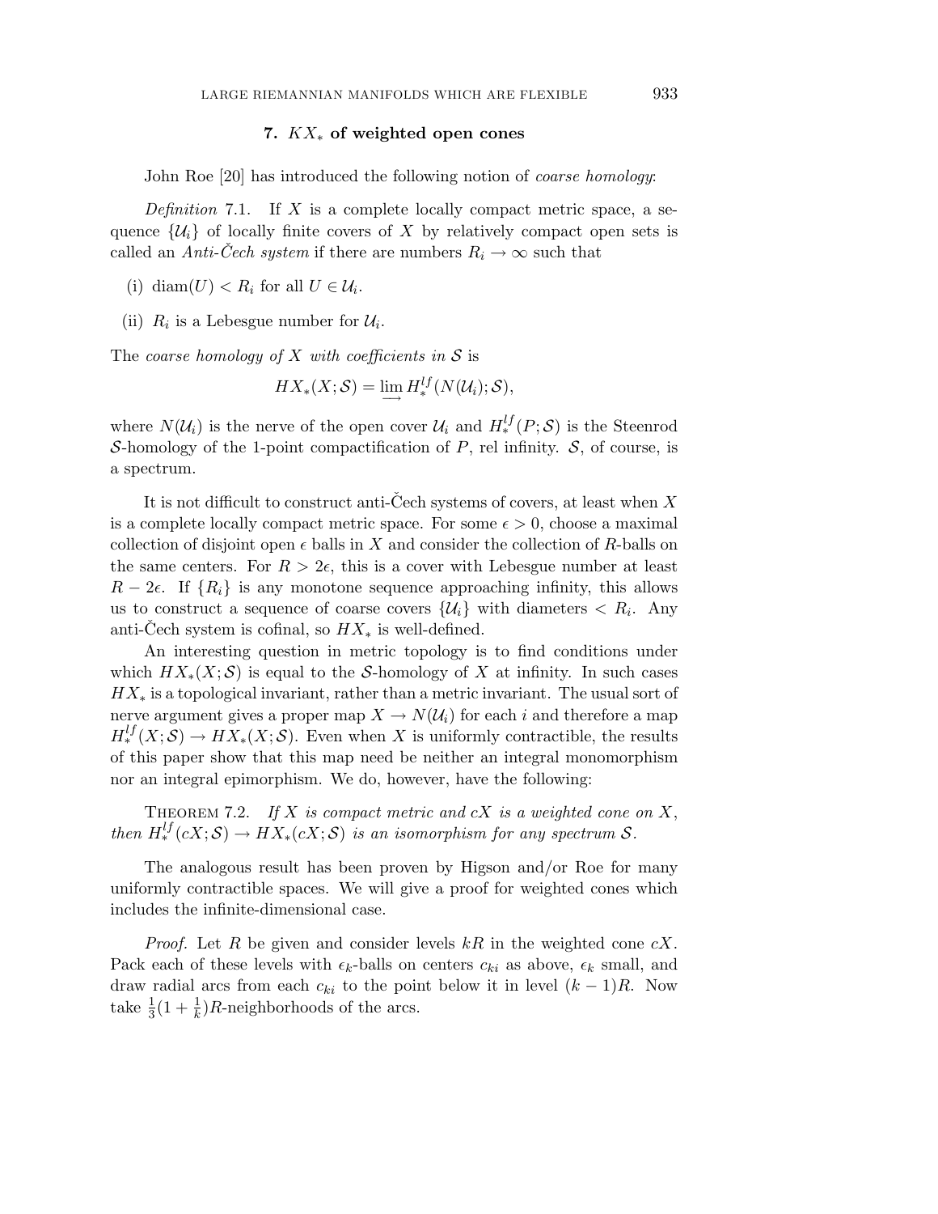## 7. $KX_*$ of weighted open cones

John Roe [20] has introduced the following notion of *coarse homology*:

*Definition* 7.1. If $X$ is a complete locally compact metric space, a sequence $\{\mathcal{U}_i\}$ of locally finite covers of $X$ by relatively compact open sets is called an *Anti-Čech system* if there are numbers $R_i \to \infty$ such that

(i) $\operatorname{diam}(U) < R_i$ for all $U \in \mathcal{U}_i$.

(ii) $R_i$ is a Lebesgue number for $\mathcal{U}_i$.

The *coarse homology of $X$ with coefficients in $\mathcal{S}$* is

$$HX_*(X;\mathcal{S}) = \varinjlim H_*^{lf}(N(\mathcal{U}_i);\mathcal{S}),$$

where $N(\mathcal{U}_i)$ is the nerve of the open cover $\mathcal{U}_i$ and $H_*^{lf}(P;\mathcal{S})$ is the Steenrod $\mathcal{S}$-homology of the 1-point compactification of $P$, rel infinity. $\mathcal{S}$, of course, is a spectrum.

It is not difficult to construct anti-Čech systems of covers, at least when $X$ is a complete locally compact metric space. For some $\epsilon > 0$, choose a maximal collection of disjoint open $\epsilon$ balls in $X$ and consider the collection of $R$-balls on the same centers. For $R > 2\epsilon$, this is a cover with Lebesgue number at least $R - 2\epsilon$. If $\{R_i\}$ is any monotone sequence approaching infinity, this allows us to construct a sequence of coarse covers $\{\mathcal{U}_i\}$ with diameters $< R_i$. Any anti-Čech system is cofinal, so $HX_*$ is well-defined.

An interesting question in metric topology is to find conditions under which $HX_*(X;\mathcal{S})$ is equal to the $\mathcal{S}$-homology of $X$ at infinity. In such cases $HX_*$ is a topological invariant, rather than a metric invariant. The usual sort of nerve argument gives a proper map $X \to N(\mathcal{U}_i)$ for each $i$ and therefore a map $H_*^{lf}(X;\mathcal{S}) \to HX_*(X;\mathcal{S})$. Even when $X$ is uniformly contractible, the results of this paper show that this map need be neither an integral monomorphism nor an integral epimorphism. We do, however, have the following:

Theorem 7.2. *If $X$ is compact metric and $cX$ is a weighted cone on $X$, then $H_*^{lf}(cX;\mathcal{S}) \to HX_*(cX;\mathcal{S})$ is an isomorphism for any spectrum $\mathcal{S}$.*

The analogous result has been proven by Higson and/or Roe for many uniformly contractible spaces. We will give a proof for weighted cones which includes the infinite-dimensional case.

*Proof.* Let $R$ be given and consider levels $kR$ in the weighted cone $cX$. Pack each of these levels with $\epsilon_k$-balls on centers $c_{ki}$ as above, $\epsilon_k$ small, and draw radial arcs from each $c_{ki}$ to the point below it in level $(k-1)R$. Now take $\frac{1}{3}(1+\frac{1}{k})R$-neighborhoods of the arcs.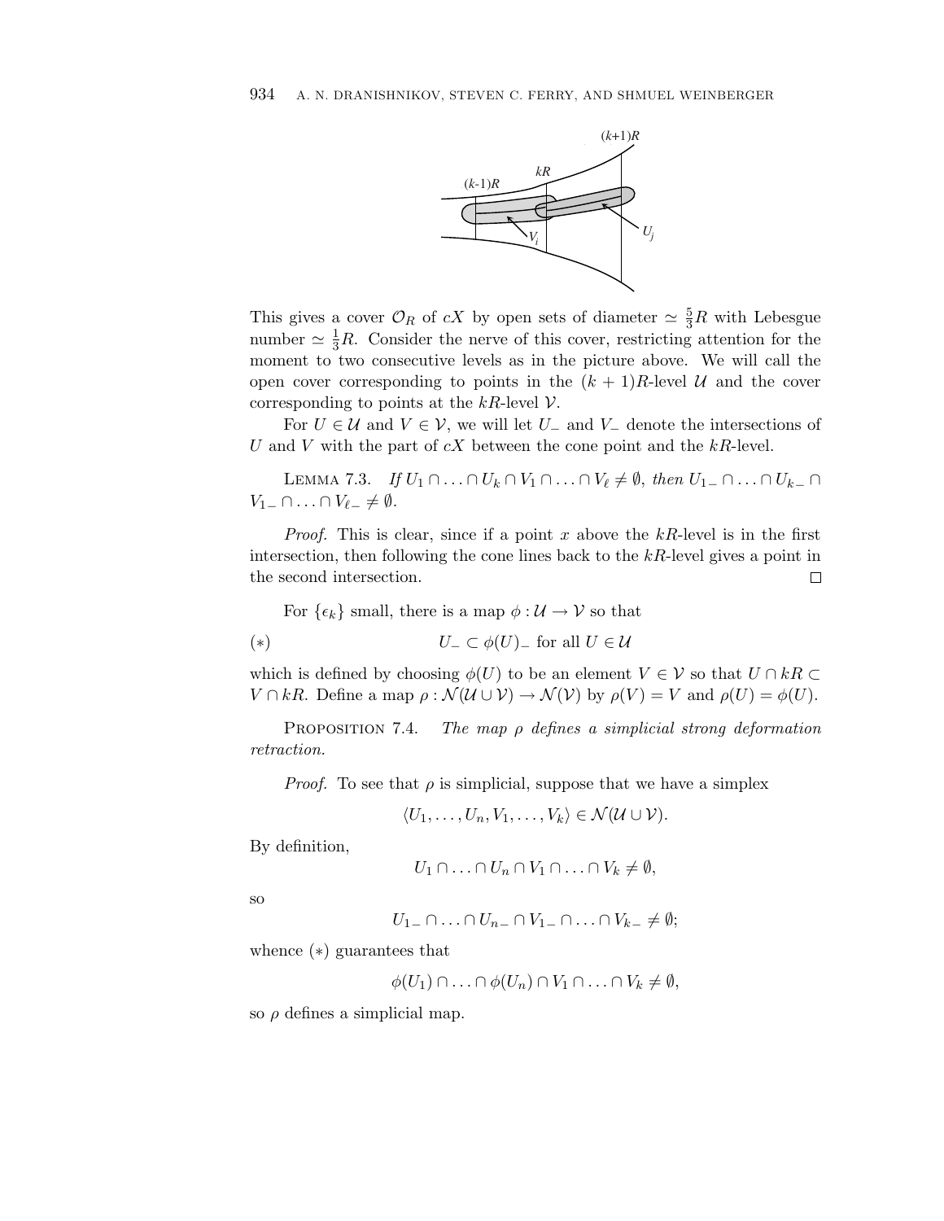This gives a cover $\mathcal{O}_R$ of $cX$ by open sets of diameter $\simeq \frac{5}{3}R$ with Lebesgue number $\simeq \frac{1}{3}R$. Consider the nerve of this cover, restricting attention for the moment to two consecutive levels as in the picture above. We will call the open cover corresponding to points in the $(k+1)R$-level $\mathcal{U}$ and the cover corresponding to points at the $kR$-level $\mathcal{V}$.

For $U \in \mathcal{U}$ and $V \in \mathcal{V}$, we will let $U_-$ and $V_-$ denote the intersections of $U$ and $V$ with the part of $cX$ between the cone point and the $kR$-level.

Lemma 7.3. *If* $U_1 \cap \ldots \cap U_k \cap V_1 \cap \ldots \cap V_\ell \neq \emptyset$, *then* $U_{1-} \cap \ldots \cap U_{k-} \cap V_{1-} \cap \ldots \cap V_{\ell-} \neq \emptyset$.

*Proof.* This is clear, since if a point $x$ above the $kR$-level is in the first intersection, then following the cone lines back to the $kR$-level gives a point in the second intersection. □

For $\{\epsilon_k\}$ small, there is a map $\phi : \mathcal{U} \to \mathcal{V}$ so that

$$(*) \qquad U_- \subset \phi(U)_- \text{ for all } U \in \mathcal{U}$$

which is defined by choosing $\phi(U)$ to be an element $V \in \mathcal{V}$ so that $U \cap kR \subset V \cap kR$. Define a map $\rho : \mathcal{N}(\mathcal{U} \cup \mathcal{V}) \to \mathcal{N}(\mathcal{V})$ by $\rho(V) = V$ and $\rho(U) = \phi(U)$.

Proposition 7.4. *The map* $\rho$ *defines a simplicial strong deformation retraction.*

*Proof.* To see that $\rho$ is simplicial, suppose that we have a simplex

$$\langle U_1, \ldots, U_n, V_1, \ldots, V_k \rangle \in \mathcal{N}(\mathcal{U} \cup \mathcal{V}).$$

By definition,

$$U_1 \cap \ldots \cap U_n \cap V_1 \cap \ldots \cap V_k \neq \emptyset,$$

so

$$U_{1-} \cap \ldots \cap U_{n-} \cap V_{1-} \cap \ldots \cap V_{k-} \neq \emptyset;$$

whence $(*)$ guarantees that

$$\phi(U_1) \cap \ldots \cap \phi(U_n) \cap V_1 \cap \ldots \cap V_k \neq \emptyset,$$

so $\rho$ defines a simplicial map.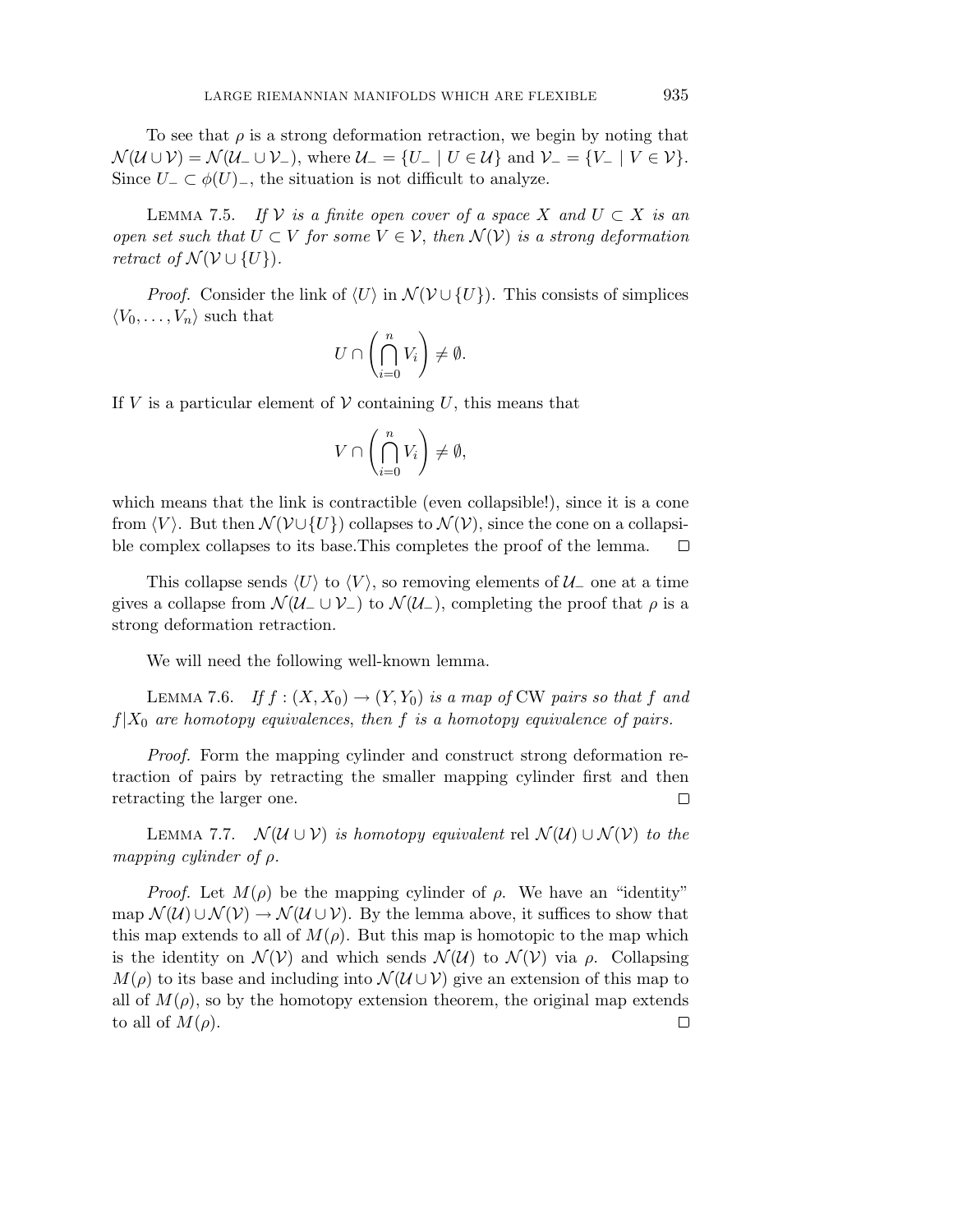To see that $\rho$ is a strong deformation retraction, we begin by noting that $\mathcal{N}(\mathcal{U} \cup \mathcal{V}) = \mathcal{N}(\mathcal{U}_- \cup \mathcal{V}_-)$, where $\mathcal{U}_- = \{U_- \mid U \in \mathcal{U}\}$ and $\mathcal{V}_- = \{V_- \mid V \in \mathcal{V}\}$. Since $U_- \subset \phi(U)_-$, the situation is not difficult to analyze.

Lemma 7.5. *If $\mathcal{V}$ is a finite open cover of a space $X$ and $U \subset X$ is an open set such that $U \subset V$ for some $V \in \mathcal{V}$, then $\mathcal{N}(\mathcal{V})$ is a strong deformation retract of $\mathcal{N}(\mathcal{V} \cup \{U\})$.*

*Proof.* Consider the link of $\langle U \rangle$ in $\mathcal{N}(\mathcal{V} \cup \{U\})$. This consists of simplices $\langle V_0, \ldots, V_n \rangle$ such that

$$U \cap \left( \bigcap_{i=0}^{n} V_i \right) \neq \emptyset.$$

If $V$ is a particular element of $\mathcal{V}$ containing $U$, this means that

$$V \cap \left( \bigcap_{i=0}^{n} V_i \right) \neq \emptyset,$$

which means that the link is contractible (even collapsible!), since it is a cone from $\langle V \rangle$. But then $\mathcal{N}(\mathcal{V} \cup \{U\})$ collapses to $\mathcal{N}(\mathcal{V})$, since the cone on a collapsible complex collapses to its base.This completes the proof of the lemma. $\square$

This collapse sends $\langle U \rangle$ to $\langle V \rangle$, so removing elements of $\mathcal{U}_-$ one at a time gives a collapse from $\mathcal{N}(\mathcal{U}_- \cup \mathcal{V}_-)$ to $\mathcal{N}(\mathcal{U}_-)$, completing the proof that $\rho$ is a strong deformation retraction.

We will need the following well-known lemma.

Lemma 7.6. *If $f : (X, X_0) \to (Y, Y_0)$ is a map of CW pairs so that $f$ and $f|X_0$ are homotopy equivalences, then $f$ is a homotopy equivalence of pairs.*

*Proof.* Form the mapping cylinder and construct strong deformation retraction of pairs by retracting the smaller mapping cylinder first and then retracting the larger one. $\square$

Lemma 7.7. *$\mathcal{N}(\mathcal{U} \cup \mathcal{V})$ is homotopy equivalent* rel $\mathcal{N}(\mathcal{U}) \cup \mathcal{N}(\mathcal{V})$ *to the mapping cylinder of $\rho$.*

*Proof.* Let $M(\rho)$ be the mapping cylinder of $\rho$. We have an "identity" map $\mathcal{N}(\mathcal{U}) \cup \mathcal{N}(\mathcal{V}) \to \mathcal{N}(\mathcal{U} \cup \mathcal{V})$. By the lemma above, it suffices to show that this map extends to all of $M(\rho)$. But this map is homotopic to the map which is the identity on $\mathcal{N}(\mathcal{V})$ and which sends $\mathcal{N}(\mathcal{U})$ to $\mathcal{N}(\mathcal{V})$ via $\rho$. Collapsing $M(\rho)$ to its base and including into $\mathcal{N}(\mathcal{U} \cup \mathcal{V})$ give an extension of this map to all of $M(\rho)$, so by the homotopy extension theorem, the original map extends to all of $M(\rho)$. $\square$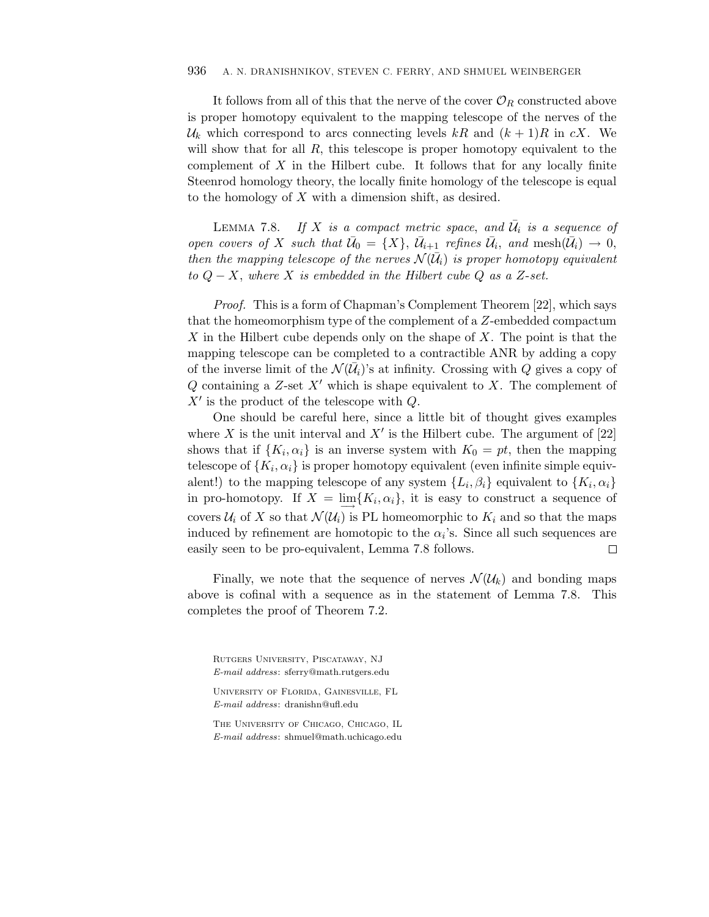It follows from all of this that the nerve of the cover $\mathcal{O}_R$ constructed above is proper homotopy equivalent to the mapping telescope of the nerves of the $\mathcal{U}_k$ which correspond to arcs connecting levels $kR$ and $(k+1)R$ in $cX$. We will show that for all $R$, this telescope is proper homotopy equivalent to the complement of $X$ in the Hilbert cube. It follows that for any locally finite Steenrod homology theory, the locally finite homology of the telescope is equal to the homology of $X$ with a dimension shift, as desired.

LEMMA 7.8. *If $X$ is a compact metric space, and $\bar{\mathcal{U}}_i$ is a sequence of open covers of $X$ such that $\bar{\mathcal{U}}_0 = \{X\}$, $\bar{\mathcal{U}}_{i+1}$ refines $\bar{\mathcal{U}}_i$, and $\mathrm{mesh}(\bar{\mathcal{U}}_i) \to 0$, then the mapping telescope of the nerves $\mathcal{N}(\bar{\mathcal{U}}_i)$ is proper homotopy equivalent to $Q - X$, where $X$ is embedded in the Hilbert cube $Q$ as a $Z$-set.*

*Proof.* This is a form of Chapman's Complement Theorem [22], which says that the homeomorphism type of the complement of a $Z$-embedded compactum $X$ in the Hilbert cube depends only on the shape of $X$. The point is that the mapping telescope can be completed to a contractible ANR by adding a copy of the inverse limit of the $\mathcal{N}(\bar{\mathcal{U}}_i)$'s at infinity. Crossing with $Q$ gives a copy of $Q$ containing a $Z$-set $X'$ which is shape equivalent to $X$. The complement of $X'$ is the product of the telescope with $Q$.

One should be careful here, since a little bit of thought gives examples where $X$ is the unit interval and $X'$ is the Hilbert cube. The argument of [22] shows that if $\{K_i, \alpha_i\}$ is an inverse system with $K_0 = pt$, then the mapping telescope of $\{K_i, \alpha_i\}$ is proper homotopy equivalent (even infinite simple equivalent!) to the mapping telescope of any system $\{L_i, \beta_i\}$ equivalent to $\{K_i, \alpha_i\}$ in pro-homotopy. If $X = \varinjlim\{K_i, \alpha_i\}$, it is easy to construct a sequence of covers $\mathcal{U}_i$ of $X$ so that $\mathcal{N}(\mathcal{U}_i)$ is PL homeomorphic to $K_i$ and so that the maps induced by refinement are homotopic to the $\alpha_i$'s. Since all such sequences are easily seen to be pro-equivalent, Lemma 7.8 follows. $\square$

Finally, we note that the sequence of nerves $\mathcal{N}(\mathcal{U}_k)$ and bonding maps above is cofinal with a sequence as in the statement of Lemma 7.8. This completes the proof of Theorem 7.2.

RUTGERS UNIVERSITY, PISCATAWAY, NJ
*E-mail address*: sferry@math.rutgers.edu

UNIVERSITY OF FLORIDA, GAINESVILLE, FL
*E-mail address*: dranishn@ufl.edu

THE UNIVERSITY OF CHICAGO, CHICAGO, IL
*E-mail address*: shmuel@math.uchicago.edu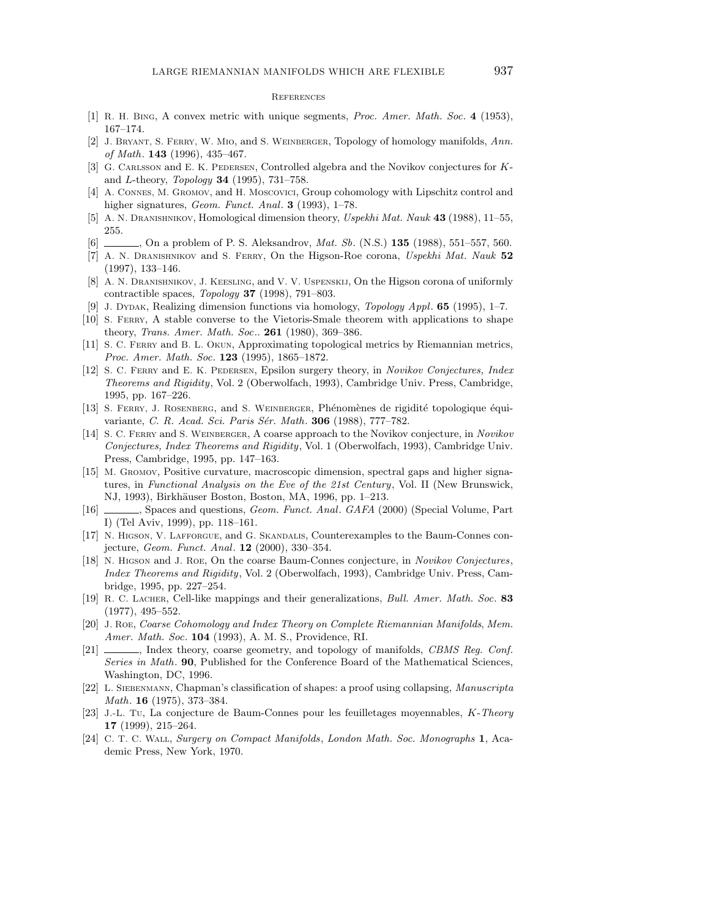## References

[1] R. H. Bing, A convex metric with unique segments, *Proc. Amer. Math. Soc.* **4** (1953), 167–174.

[2] J. Bryant, S. Ferry, W. Mio, and S. Weinberger, Topology of homology manifolds, *Ann. of Math.* **143** (1996), 435–467.

[3] G. Carlsson and E. K. Pedersen, Controlled algebra and the Novikov conjectures for $K$- and $L$-theory, *Topology* **34** (1995), 731–758.

[4] A. Connes, M. Gromov, and H. Moscovici, Group cohomology with Lipschitz control and higher signatures, *Geom. Funct. Anal.* **3** (1993), 1–78.

[5] A. N. Dranishnikov, Homological dimension theory, *Uspekhi Mat. Nauk* **43** (1988), 11–55, 255.

[6] ______, On a problem of P. S. Aleksandrov, *Mat. Sb.* (N.S.) **135** (1988), 551–557, 560.

[7] A. N. Dranishnikov and S. Ferry, On the Higson-Roe corona, *Uspekhi Mat. Nauk* **52** (1997), 133–146.

[8] A. N. Dranishnikov, J. Keesling, and V. V. Uspenskij, On the Higson corona of uniformly contractible spaces, *Topology* **37** (1998), 791–803.

[9] J. Dydak, Realizing dimension functions via homology, *Topology Appl.* **65** (1995), 1–7.

[10] S. Ferry, A stable converse to the Vietoris-Smale theorem with applications to shape theory, *Trans. Amer. Math. Soc.*. **261** (1980), 369–386.

[11] S. C. Ferry and B. L. Okun, Approximating topological metrics by Riemannian metrics, *Proc. Amer. Math. Soc.* **123** (1995), 1865–1872.

[12] S. C. Ferry and E. K. Pedersen, Epsilon surgery theory, in *Novikov Conjectures, Index Theorems and Rigidity*, Vol. 2 (Oberwolfach, 1993), Cambridge Univ. Press, Cambridge, 1995, pp. 167–226.

[13] S. Ferry, J. Rosenberg, and S. Weinberger, Phénomènes de rigidité topologique équivariante, *C. R. Acad. Sci. Paris Sér. Math.* **306** (1988), 777–782.

[14] S. C. Ferry and S. Weinberger, A coarse approach to the Novikov conjecture, in *Novikov Conjectures, Index Theorems and Rigidity*, Vol. 1 (Oberwolfach, 1993), Cambridge Univ. Press, Cambridge, 1995, pp. 147–163.

[15] M. Gromov, Positive curvature, macroscopic dimension, spectral gaps and higher signatures, in *Functional Analysis on the Eve of the 21st Century*, Vol. II (New Brunswick, NJ, 1993), Birkhäuser Boston, Boston, MA, 1996, pp. 1–213.

[16] ______, Spaces and questions, *Geom. Funct. Anal. GAFA* (2000) (Special Volume, Part I) (Tel Aviv, 1999), pp. 118–161.

[17] N. Higson, V. Lafforgue, and G. Skandalis, Counterexamples to the Baum-Connes conjecture, *Geom. Funct. Anal.* **12** (2000), 330–354.

[18] N. Higson and J. Roe, On the coarse Baum-Connes conjecture, in *Novikov Conjectures, Index Theorems and Rigidity*, Vol. 2 (Oberwolfach, 1993), Cambridge Univ. Press, Cambridge, 1995, pp. 227–254.

[19] R. C. Lacher, Cell-like mappings and their generalizations, *Bull. Amer. Math. Soc.* **83** (1977), 495–552.

[20] J. Roe, *Coarse Cohomology and Index Theory on Complete Riemannian Manifolds*, *Mem. Amer. Math. Soc.* **104** (1993), A. M. S., Providence, RI.

[21] ______, Index theory, coarse geometry, and topology of manifolds, *CBMS Reg. Conf. Series in Math.* **90**, Published for the Conference Board of the Mathematical Sciences, Washington, DC, 1996.

[22] L. Siebenmann, Chapman's classification of shapes: a proof using collapsing, *Manuscripta Math.* **16** (1975), 373–384.

[23] J.-L. Tu, La conjecture de Baum-Connes pour les feuilletages moyennables, *K-Theory* **17** (1999), 215–264.

[24] C. T. C. Wall, *Surgery on Compact Manifolds*, *London Math. Soc. Monographs* **1**, Academic Press, New York, 1970.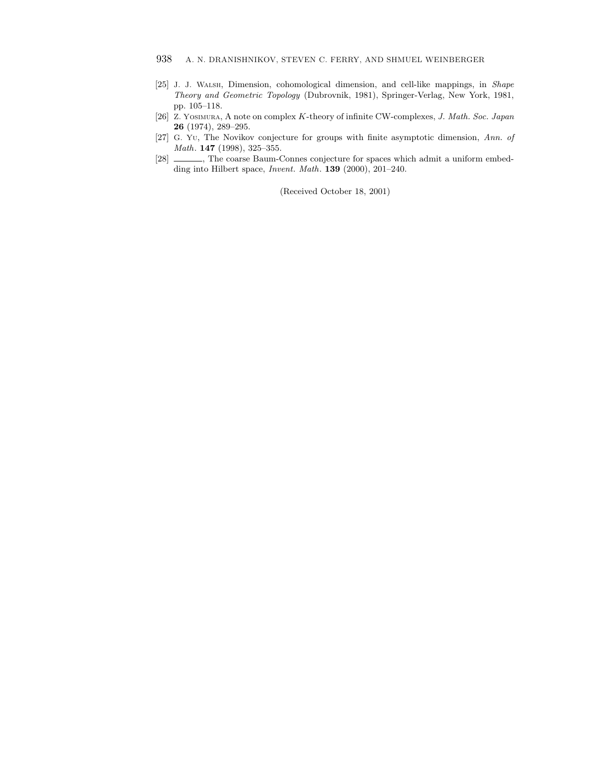[25] J. J. Walsh, Dimension, cohomological dimension, and cell-like mappings, in *Shape Theory and Geometric Topology* (Dubrovnik, 1981), Springer-Verlag, New York, 1981, pp. 105–118.

[26] Z. Yosimura, A note on complex $K$-theory of infinite CW-complexes, *J. Math. Soc. Japan* **26** (1974), 289–295.

[27] G. Yu, The Novikov conjecture for groups with finite asymptotic dimension, *Ann. of Math.* **147** (1998), 325–355.

[28] ______, The coarse Baum-Connes conjecture for spaces which admit a uniform embedding into Hilbert space, *Invent. Math.* **139** (2000), 201–240.

(Received October 18, 2001)